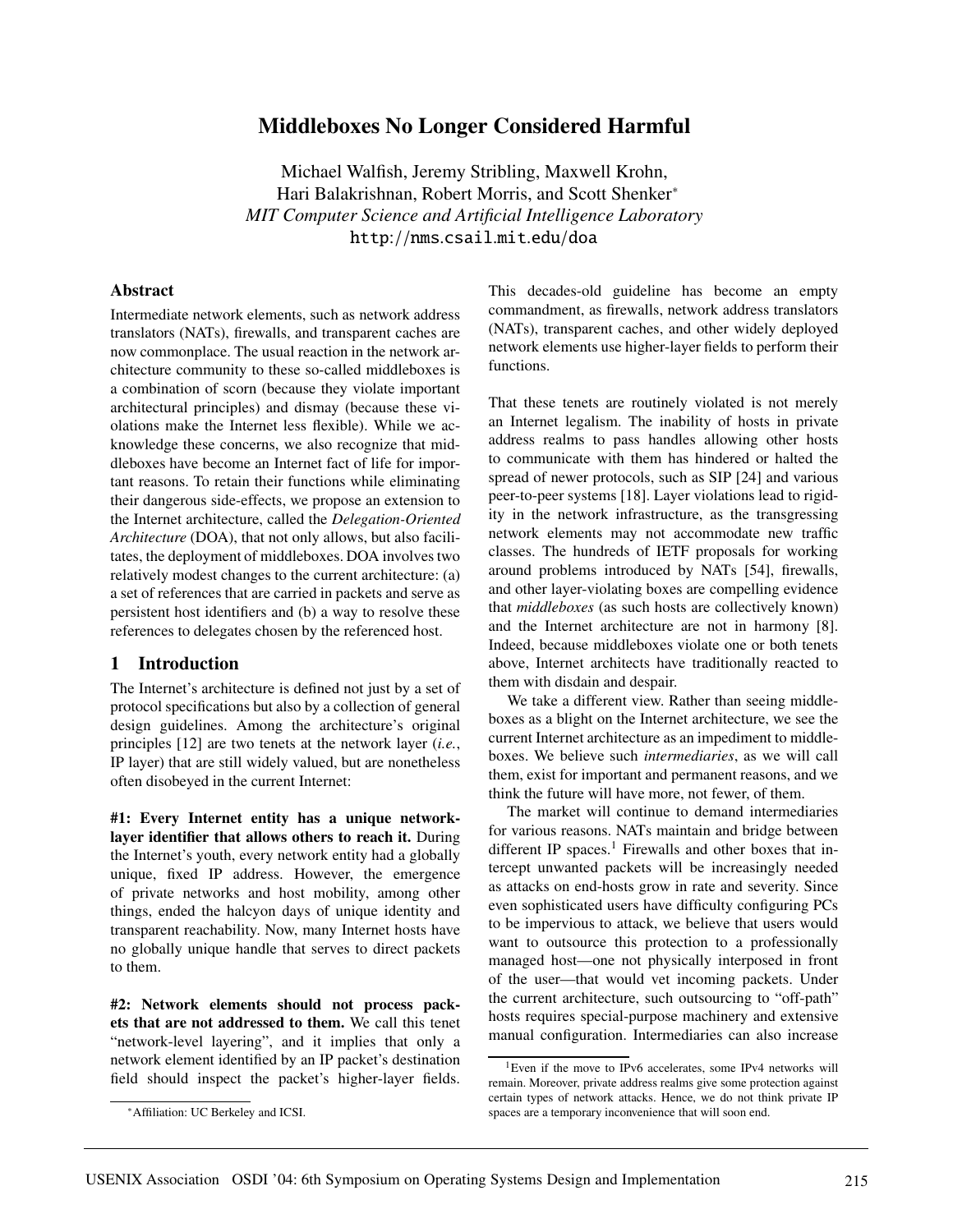# Middleboxes No Longer Considered Harmful

Michael Walfish, Jeremy Stribling, Maxwell Krohn,
Hari Balakrishnan, Robert Morris, and Scott Shenker[*]

*MIT Computer Science and Artificial Intelligence Laboratory*

http://nms.csail.mit.edu/doa

## Abstract

Intermediate network elements, such as network address translators (NATs), firewalls, and transparent caches are now commonplace. The usual reaction in the network architecture community to these so-called middleboxes is a combination of scorn (because they violate important architectural principles) and dismay (because these violations make the Internet less flexible). While we acknowledge these concerns, we also recognize that middleboxes have become an Internet fact of life for important reasons. To retain their functions while eliminating their dangerous side-effects, we propose an extension to the Internet architecture, called the *Delegation-Oriented Architecture* (DOA), that not only allows, but also facilitates, the deployment of middleboxes. DOA involves two relatively modest changes to the current architecture: (a) a set of references that are carried in packets and serve as persistent host identifiers and (b) a way to resolve these references to delegates chosen by the referenced host.

## 1 Introduction

The Internet's architecture is defined not just by a set of protocol specifications but also by a collection of general design guidelines. Among the architecture's original principles [12] are two tenets at the network layer (*i.e.*, IP layer) that are still widely valued, but are nonetheless often disobeyed in the current Internet:

**#1: Every Internet entity has a unique network-layer identifier that allows others to reach it.** During the Internet's youth, every network entity had a globally unique, fixed IP address. However, the emergence of private networks and host mobility, among other things, ended the halcyon days of unique identity and transparent reachability. Now, many Internet hosts have no globally unique handle that serves to direct packets to them.

**#2: Network elements should not process packets that are not addressed to them.** We call this tenet "network-level layering", and it implies that only a network element identified by an IP packet's destination field should inspect the packet's higher-layer fields. This decades-old guideline has become an empty commandment, as firewalls, network address translators (NATs), transparent caches, and other widely deployed network elements use higher-layer fields to perform their functions.

That these tenets are routinely violated is not merely an Internet legalism. The inability of hosts in private address realms to pass handles allowing other hosts to communicate with them has hindered or halted the spread of newer protocols, such as SIP [24] and various peer-to-peer systems [18]. Layer violations lead to rigidity in the network infrastructure, as the transgressing network elements may not accommodate new traffic classes. The hundreds of IETF proposals for working around problems introduced by NATs [54], firewalls, and other layer-violating boxes are compelling evidence that *middleboxes* (as such hosts are collectively known) and the Internet architecture are not in harmony [8]. Indeed, because middleboxes violate one or both tenets above, Internet architects have traditionally reacted to them with disdain and despair.

We take a different view. Rather than seeing middleboxes as a blight on the Internet architecture, we see the current Internet architecture as an impediment to middleboxes. We believe such *intermediaries*, as we will call them, exist for important and permanent reasons, and we think the future will have more, not fewer, of them.

The market will continue to demand intermediaries for various reasons. NATs maintain and bridge between different IP spaces.[1] Firewalls and other boxes that intercept unwanted packets will be increasingly needed as attacks on end-hosts grow in rate and severity. Since even sophisticated users have difficulty configuring PCs to be impervious to attack, we believe that users would want to outsource this protection to a professionally managed host—one not physically interposed in front of the user—that would vet incoming packets. Under the current architecture, such outsourcing to "off-path" hosts requires special-purpose machinery and extensive manual configuration. Intermediaries can also increase

[*]Affiliation: UC Berkeley and ICSI.

[1]Even if the move to IPv6 accelerates, some IPv4 networks will remain. Moreover, private address realms give some protection against certain types of network attacks. Hence, we do not think private IP spaces are a temporary inconvenience that will soon end.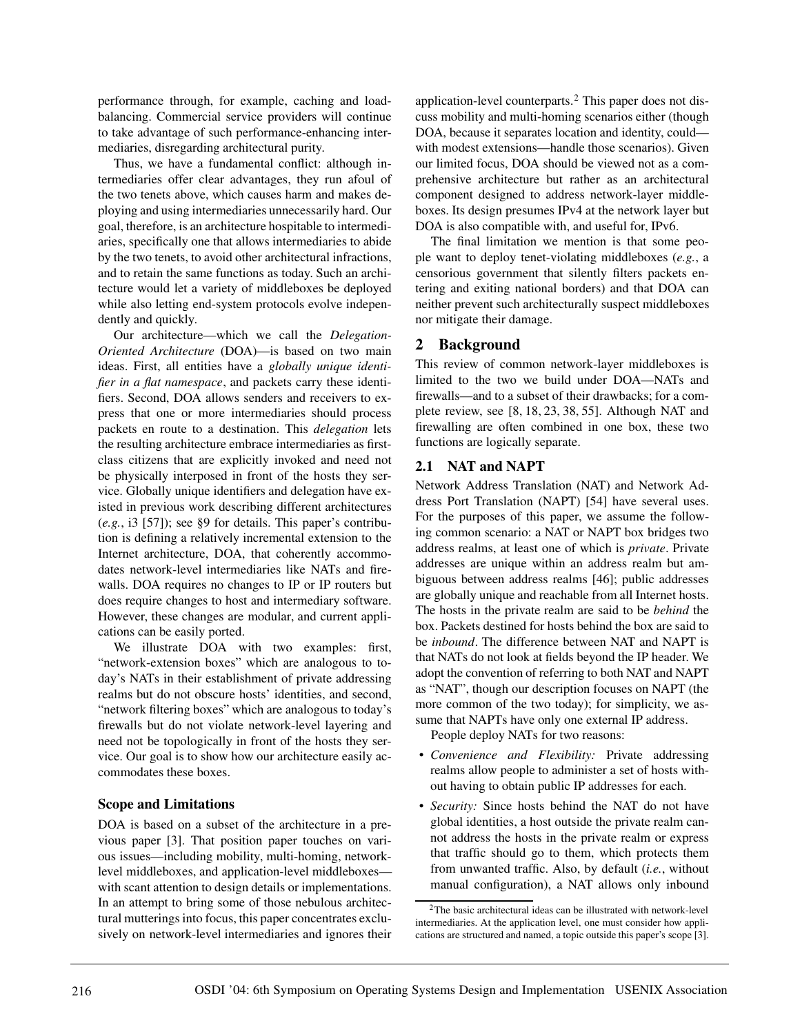performance through, for example, caching and load-balancing. Commercial service providers will continue to take advantage of such performance-enhancing intermediaries, disregarding architectural purity.

Thus, we have a fundamental conflict: although intermediaries offer clear advantages, they run afoul of the two tenets above, which causes harm and makes deploying and using intermediaries unnecessarily hard. Our goal, therefore, is an architecture hospitable to intermediaries, specifically one that allows intermediaries to abide by the two tenets, to avoid other architectural infractions, and to retain the same functions as today. Such an architecture would let a variety of middleboxes be deployed while also letting end-system protocols evolve independently and quickly.

Our architecture—which we call the *Delegation-Oriented Architecture* (DOA)—is based on two main ideas. First, all entities have a *globally unique identifier in a flat namespace*, and packets carry these identifiers. Second, DOA allows senders and receivers to express that one or more intermediaries should process packets en route to a destination. This *delegation* lets the resulting architecture embrace intermediaries as first-class citizens that are explicitly invoked and need not be physically interposed in front of the hosts they service. Globally unique identifiers and delegation have existed in previous work describing different architectures (*e.g.*, i3 [57]); see §9 for details. This paper's contribution is defining a relatively incremental extension to the Internet architecture, DOA, that coherently accommodates network-level intermediaries like NATs and firewalls. DOA requires no changes to IP or IP routers but does require changes to host and intermediary software. However, these changes are modular, and current applications can be easily ported.

We illustrate DOA with two examples: first, "network-extension boxes" which are analogous to today's NATs in their establishment of private addressing realms but do not obscure hosts' identities, and second, "network filtering boxes" which are analogous to today's firewalls but do not violate network-level layering and need not be topologically in front of the hosts they service. Our goal is to show how our architecture easily accommodates these boxes.

### Scope and Limitations

DOA is based on a subset of the architecture in a previous paper [3]. That position paper touches on various issues—including mobility, multi-homing, network-level middleboxes, and application-level middleboxes—with scant attention to design details or implementations. In an attempt to bring some of those nebulous architectural mutterings into focus, this paper concentrates exclusively on network-level intermediaries and ignores their application-level counterparts.[2] This paper does not discuss mobility and multi-homing scenarios either (though DOA, because it separates location and identity, could—with modest extensions—handle those scenarios). Given our limited focus, DOA should be viewed not as a comprehensive architecture but rather as an architectural component designed to address network-layer middleboxes. Its design presumes IPv4 at the network layer but DOA is also compatible with, and useful for, IPv6.

The final limitation we mention is that some people want to deploy tenet-violating middleboxes (*e.g.*, a censorious government that silently filters packets entering and exiting national borders) and that DOA can neither prevent such architecturally suspect middleboxes nor mitigate their damage.

## 2 Background

This review of common network-layer middleboxes is limited to the two we build under DOA—NATs and firewalls—and to a subset of their drawbacks; for a complete review, see [8, 18, 23, 38, 55]. Although NAT and firewalling are often combined in one box, these two functions are logically separate.

### 2.1 NAT and NAPT

Network Address Translation (NAT) and Network Address Port Translation (NAPT) [54] have several uses. For the purposes of this paper, we assume the following common scenario: a NAT or NAPT box bridges two address realms, at least one of which is *private*. Private addresses are unique within an address realm but ambiguous between address realms [46]; public addresses are globally unique and reachable from all Internet hosts. The hosts in the private realm are said to be *behind* the box. Packets destined for hosts behind the box are said to be *inbound*. The difference between NAT and NAPT is that NATs do not look at fields beyond the IP header. We adopt the convention of referring to both NAT and NAPT as "NAT", though our description focuses on NAPT (the more common of the two today); for simplicity, we assume that NAPTs have only one external IP address.

People deploy NATs for two reasons:

- *Convenience and Flexibility:* Private addressing realms allow people to administer a set of hosts without having to obtain public IP addresses for each.
- *Security:* Since hosts behind the NAT do not have global identities, a host outside the private realm cannot address the hosts in the private realm or express that traffic should go to them, which protects them from unwanted traffic. Also, by default (*i.e.*, without manual configuration), a NAT allows only inbound

[2] The basic architectural ideas can be illustrated with network-level intermediaries. At the application level, one must consider how applications are structured and named, a topic outside this paper's scope [3].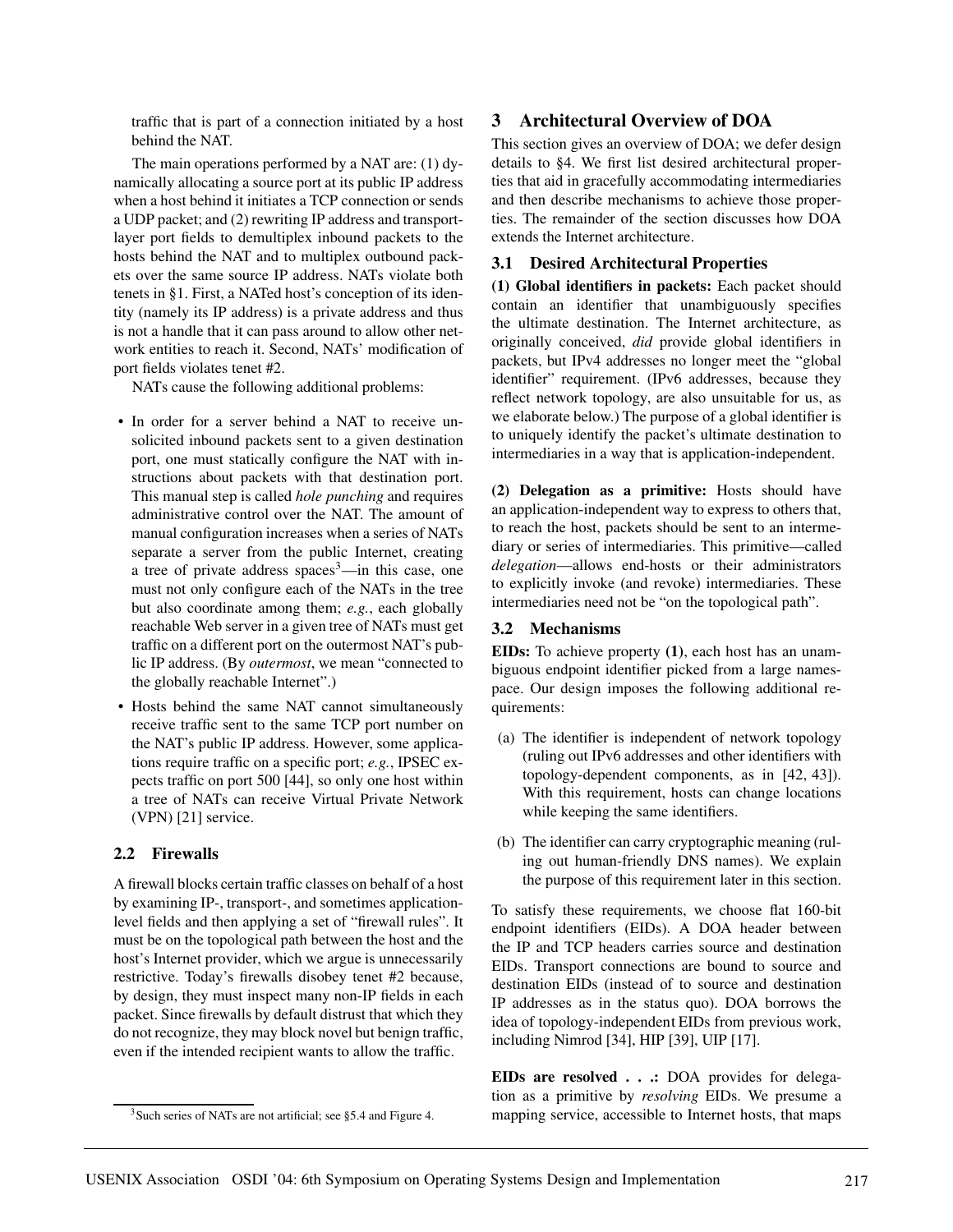traffic that is part of a connection initiated by a host behind the NAT.

The main operations performed by a NAT are: (1) dynamically allocating a source port at its public IP address when a host behind it initiates a TCP connection or sends a UDP packet; and (2) rewriting IP address and transport-layer port fields to demultiplex inbound packets to the hosts behind the NAT and to multiplex outbound packets over the same source IP address. NATs violate both tenets in §1. First, a NATed host's conception of its identity (namely its IP address) is a private address and thus is not a handle that it can pass around to allow other network entities to reach it. Second, NATs' modification of port fields violates tenet #2.

NATs cause the following additional problems:

- In order for a server behind a NAT to receive unsolicited inbound packets sent to a given destination port, one must statically configure the NAT with instructions about packets with that destination port. This manual step is called *hole punching* and requires administrative control over the NAT. The amount of manual configuration increases when a series of NATs separate a server from the public Internet, creating a tree of private address spaces[3]—in this case, one must not only configure each of the NATs in the tree but also coordinate among them; *e.g.*, each globally reachable Web server in a given tree of NATs must get traffic on a different port on the outermost NAT's public IP address. (By *outermost*, we mean "connected to the globally reachable Internet".)
- Hosts behind the same NAT cannot simultaneously receive traffic sent to the same TCP port number on the NAT's public IP address. However, some applications require traffic on a specific port; *e.g.*, IPSEC expects traffic on port 500 [44], so only one host within a tree of NATs can receive Virtual Private Network (VPN) [21] service.

## 2.2 Firewalls

A firewall blocks certain traffic classes on behalf of a host by examining IP-, transport-, and sometimes application-level fields and then applying a set of "firewall rules". It must be on the topological path between the host and the host's Internet provider, which we argue is unnecessarily restrictive. Today's firewalls disobey tenet #2 because, by design, they must inspect many non-IP fields in each packet. Since firewalls by default distrust that which they do not recognize, they may block novel but benign traffic, even if the intended recipient wants to allow the traffic.

[3] Such series of NATs are not artificial; see §5.4 and Figure 4.

# 3 Architectural Overview of DOA

This section gives an overview of DOA; we defer design details to §4. We first list desired architectural properties that aid in gracefully accommodating intermediaries and then describe mechanisms to achieve those properties. The remainder of the section discusses how DOA extends the Internet architecture.

## 3.1 Desired Architectural Properties

**(1) Global identifiers in packets:** Each packet should contain an identifier that unambiguously specifies the ultimate destination. The Internet architecture, as originally conceived, *did* provide global identifiers in packets, but IPv4 addresses no longer meet the "global identifier" requirement. (IPv6 addresses, because they reflect network topology, are also unsuitable for us, as we elaborate below.) The purpose of a global identifier is to uniquely identify the packet's ultimate destination to intermediaries in a way that is application-independent.

**(2) Delegation as a primitive:** Hosts should have an application-independent way to express to others that, to reach the host, packets should be sent to an intermediary or series of intermediaries. This primitive—called *delegation*—allows end-hosts or their administrators to explicitly invoke (and revoke) intermediaries. These intermediaries need not be "on the topological path".

## 3.2 Mechanisms

**EIDs:** To achieve property **(1)**, each host has an unambiguous endpoint identifier picked from a large namespace. Our design imposes the following additional requirements:

(a) The identifier is independent of network topology (ruling out IPv6 addresses and other identifiers with topology-dependent components, as in [42, 43]). With this requirement, hosts can change locations while keeping the same identifiers.

(b) The identifier can carry cryptographic meaning (ruling out human-friendly DNS names). We explain the purpose of this requirement later in this section.

To satisfy these requirements, we choose flat 160-bit endpoint identifiers (EIDs). A DOA header between the IP and TCP headers carries source and destination EIDs. Transport connections are bound to source and destination EIDs (instead of to source and destination IP addresses as in the status quo). DOA borrows the idea of topology-independent EIDs from previous work, including Nimrod [34], HIP [39], UIP [17].

**EIDs are resolved . . .:** DOA provides for delegation as a primitive by *resolving* EIDs. We presume a mapping service, accessible to Internet hosts, that maps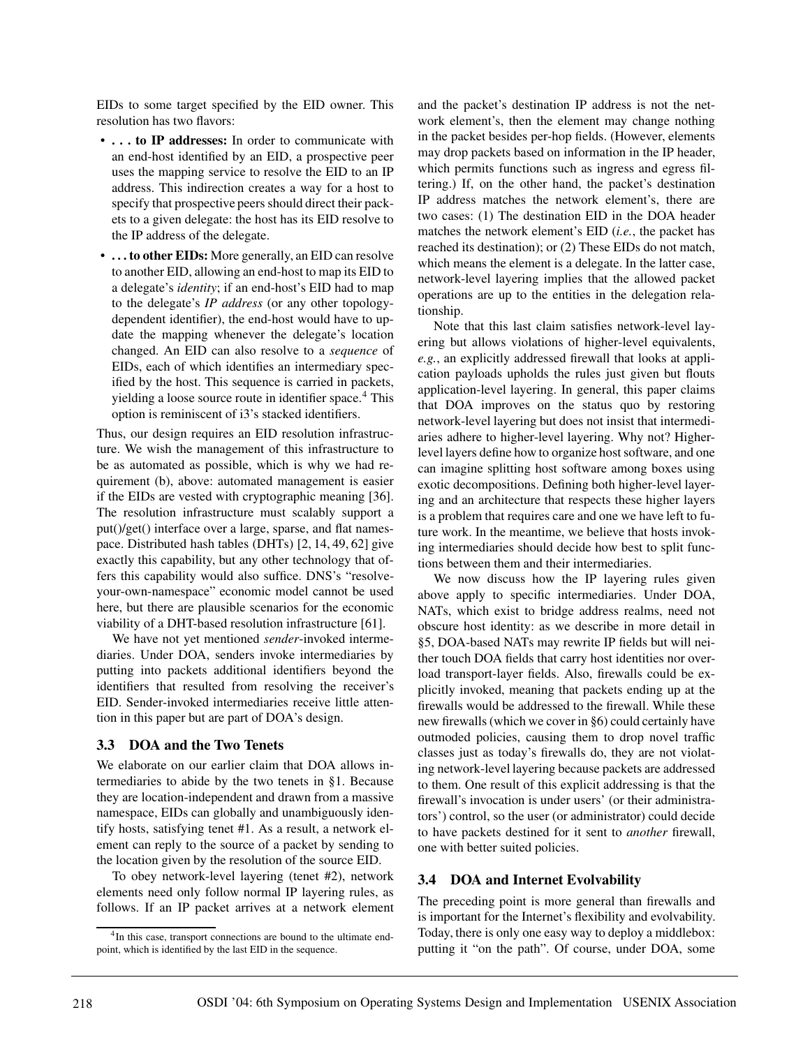EIDs to some target specified by the EID owner. This resolution has two flavors:

- **. . . to IP addresses:** In order to communicate with an end-host identified by an EID, a prospective peer uses the mapping service to resolve the EID to an IP address. This indirection creates a way for a host to specify that prospective peers should direct their packets to a given delegate: the host has its EID resolve to the IP address of the delegate.
- **. . . to other EIDs:** More generally, an EID can resolve to another EID, allowing an end-host to map its EID to a delegate's *identity*; if an end-host's EID had to map to the delegate's *IP address* (or any other topology-dependent identifier), the end-host would have to update the mapping whenever the delegate's location changed. An EID can also resolve to a *sequence* of EIDs, each of which identifies an intermediary specified by the host. This sequence is carried in packets, yielding a loose source route in identifier space.[4] This option is reminiscent of i3's stacked identifiers.

Thus, our design requires an EID resolution infrastructure. We wish the management of this infrastructure to be as automated as possible, which is why we had requirement (b), above: automated management is easier if the EIDs are vested with cryptographic meaning [36]. The resolution infrastructure must scalably support a put()/get() interface over a large, sparse, and flat namespace. Distributed hash tables (DHTs) [2, 14, 49, 62] give exactly this capability, but any other technology that offers this capability would also suffice. DNS's "resolve-your-own-namespace" economic model cannot be used here, but there are plausible scenarios for the economic viability of a DHT-based resolution infrastructure [61].

We have not yet mentioned *sender*-invoked intermediaries. Under DOA, senders invoke intermediaries by putting into packets additional identifiers beyond the identifiers that resulted from resolving the receiver's EID. Sender-invoked intermediaries receive little attention in this paper but are part of DOA's design.

### 3.3 DOA and the Two Tenets

We elaborate on our earlier claim that DOA allows intermediaries to abide by the two tenets in §1. Because they are location-independent and drawn from a massive namespace, EIDs can globally and unambiguously identify hosts, satisfying tenet #1. As a result, a network element can reply to the source of a packet by sending to the location given by the resolution of the source EID.

To obey network-level layering (tenet #2), network elements need only follow normal IP layering rules, as follows. If an IP packet arrives at a network element and the packet's destination IP address is not the network element's, then the element may change nothing in the packet besides per-hop fields. (However, elements may drop packets based on information in the IP header, which permits functions such as ingress and egress filtering.) If, on the other hand, the packet's destination IP address matches the network element's, there are two cases: (1) The destination EID in the DOA header matches the network element's EID (*i.e.*, the packet has reached its destination); or (2) These EIDs do not match, which means the element is a delegate. In the latter case, network-level layering implies that the allowed packet operations are up to the entities in the delegation relationship.

Note that this last claim satisfies network-level layering but allows violations of higher-level equivalents, *e.g.*, an explicitly addressed firewall that looks at application payloads upholds the rules just given but flouts application-level layering. In general, this paper claims that DOA improves on the status quo by restoring network-level layering but does not insist that intermediaries adhere to higher-level layering. Why not? Higher-level layers define how to organize host software, and one can imagine splitting host software among boxes using exotic decompositions. Defining both higher-level layering and an architecture that respects these higher layers is a problem that requires care and one we have left to future work. In the meantime, we believe that hosts invoking intermediaries should decide how best to split functions between them and their intermediaries.

We now discuss how the IP layering rules given above apply to specific intermediaries. Under DOA, NATs, which exist to bridge address realms, need not obscure host identity: as we describe in more detail in §5, DOA-based NATs may rewrite IP fields but will neither touch DOA fields that carry host identities nor overload transport-layer fields. Also, firewalls could be explicitly invoked, meaning that packets ending up at the firewalls would be addressed to the firewall. While these new firewalls (which we cover in §6) could certainly have outmoded policies, causing them to drop novel traffic classes just as today's firewalls do, they are not violating network-level layering because packets are addressed to them. One result of this explicit addressing is that the firewall's invocation is under users' (or their administrators') control, so the user (or administrator) could decide to have packets destined for it sent to *another* firewall, one with better suited policies.

### 3.4 DOA and Internet Evolvability

The preceding point is more general than firewalls and is important for the Internet's flexibility and evolvability. Today, there is only one easy way to deploy a middlebox: putting it "on the path". Of course, under DOA, some

[4] In this case, transport connections are bound to the ultimate endpoint, which is identified by the last EID in the sequence.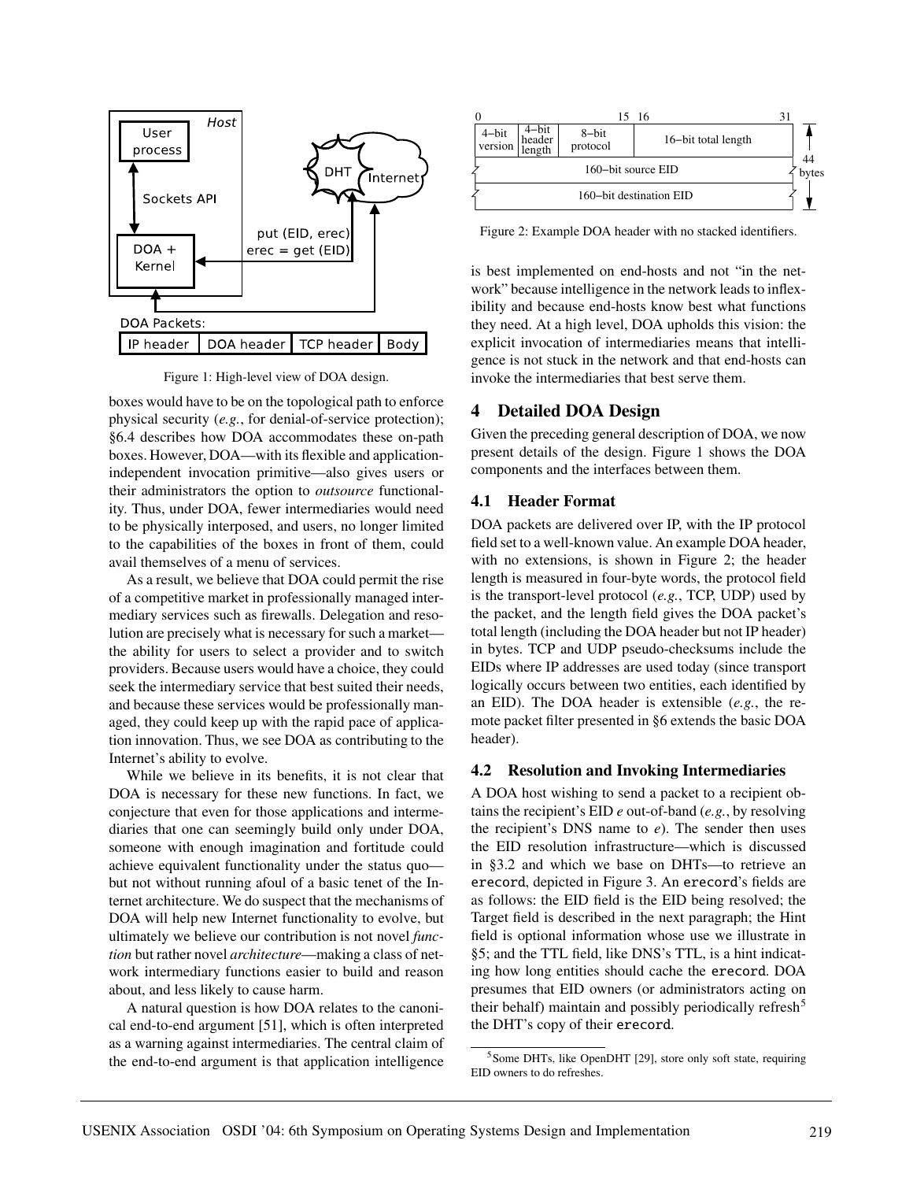Figure 1: High-level view of DOA design.

boxes would have to be on the topological path to enforce physical security (*e.g.*, for denial-of-service protection); §6.4 describes how DOA accommodates these on-path boxes. However, DOA—with its flexible and application-independent invocation primitive—also gives users or their administrators the option to *outsource* functionality. Thus, under DOA, fewer intermediaries would need to be physically interposed, and users, no longer limited to the capabilities of the boxes in front of them, could avail themselves of a menu of services.

As a result, we believe that DOA could permit the rise of a competitive market in professionally managed intermediary services such as firewalls. Delegation and resolution are precisely what is necessary for such a market—the ability for users to select a provider and to switch providers. Because users would have a choice, they could seek the intermediary service that best suited their needs, and because these services would be professionally managed, they could keep up with the rapid pace of application innovation. Thus, we see DOA as contributing to the Internet's ability to evolve.

While we believe in its benefits, it is not clear that DOA is necessary for these new functions. In fact, we conjecture that even for those applications and intermediaries that one can seemingly build only under DOA, someone with enough imagination and fortitude could achieve equivalent functionality under the status quo—but not without running afoul of a basic tenet of the Internet architecture. We do suspect that the mechanisms of DOA will help new Internet functionality to evolve, but ultimately we believe our contribution is not novel *function* but rather novel *architecture*—making a class of network intermediary functions easier to build and reason about, and less likely to cause harm.

A natural question is how DOA relates to the canonical end-to-end argument [51], which is often interpreted as a warning against intermediaries. The central claim of the end-to-end argument is that application intelligence is best implemented on end-hosts and not "in the network" because intelligence in the network leads to inflexibility and because end-hosts know best what functions they need. At a high level, DOA upholds this vision: the explicit invocation of intermediaries means that intelligence is not stuck in the network and that end-hosts can invoke the intermediaries that best serve them.

Figure 2: Example DOA header with no stacked identifiers.

## 4 Detailed DOA Design

Given the preceding general description of DOA, we now present details of the design. Figure 1 shows the DOA components and the interfaces between them.

### 4.1 Header Format

DOA packets are delivered over IP, with the IP protocol field set to a well-known value. An example DOA header, with no extensions, is shown in Figure 2; the header length is measured in four-byte words, the protocol field is the transport-level protocol (*e.g.*, TCP, UDP) used by the packet, and the length field gives the DOA packet's total length (including the DOA header but not IP header) in bytes. TCP and UDP pseudo-checksums include the EIDs where IP addresses are used today (since transport logically occurs between two entities, each identified by an EID). The DOA header is extensible (*e.g.*, the remote packet filter presented in §6 extends the basic DOA header).

### 4.2 Resolution and Invoking Intermediaries

A DOA host wishing to send a packet to a recipient obtains the recipient's EID *e* out-of-band (*e.g.*, by resolving the recipient's DNS name to *e*). The sender then uses the EID resolution infrastructure—which is discussed in §3.2 and which we base on DHTs—to retrieve an `erecord`, depicted in Figure 3. An `erecord`'s fields are as follows: the EID field is the EID being resolved; the Target field is described in the next paragraph; the Hint field is optional information whose use we illustrate in §5; and the TTL field, like DNS's TTL, is a hint indicating how long entities should cache the `erecord`. DOA presumes that EID owners (or administrators acting on their behalf) maintain and possibly periodically refresh[5] the DHT's copy of their `erecord`.

[5] Some DHTs, like OpenDHT [29], store only soft state, requiring EID owners to do refreshes.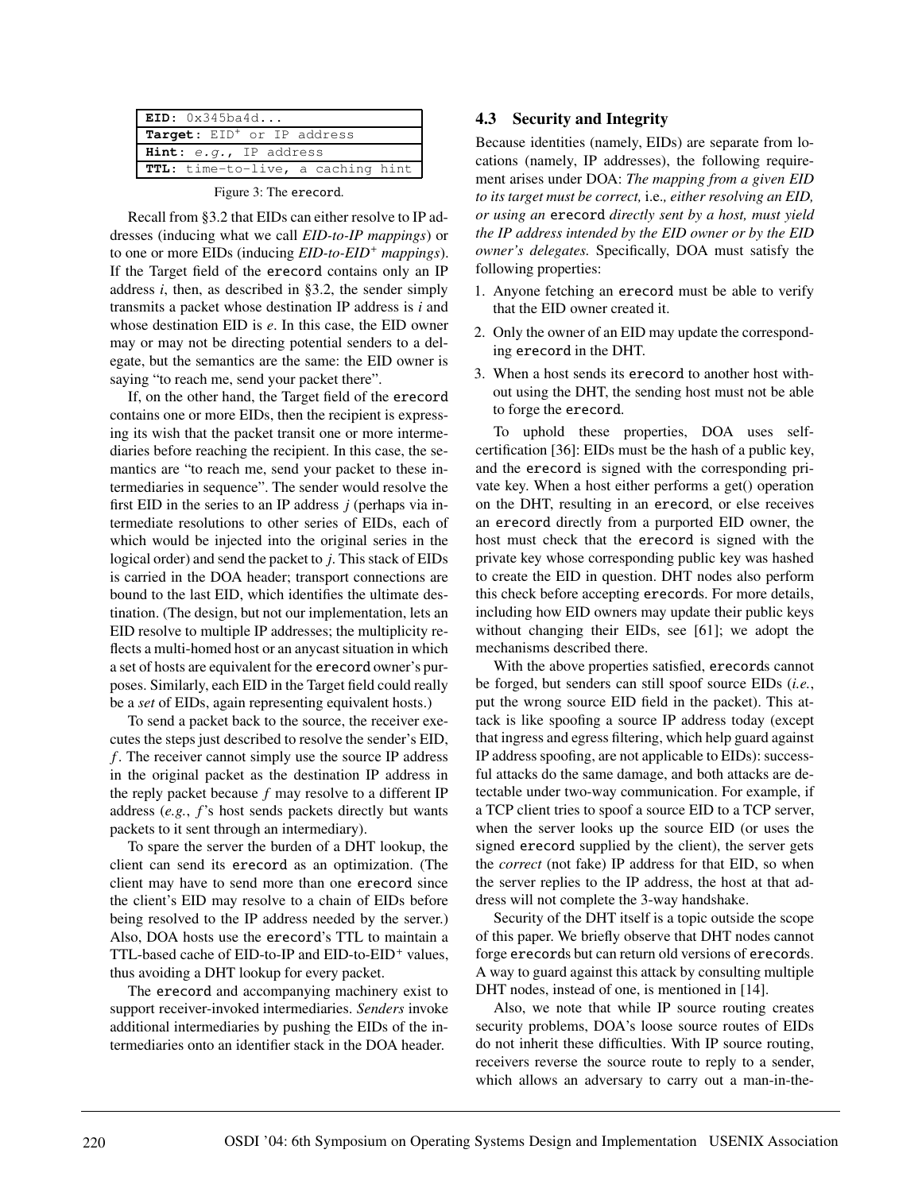| **EID**: 0x345ba4d... |
|---|
| **Target**: EID$^+$ or IP address |
| **Hint**: *e.g.*, IP address |
| **TTL**: time-to-live, a caching hint |

Figure 3: The erecord.

Recall from §3.2 that EIDs can either resolve to IP addresses (inducing what we call *EID-to-IP mappings*) or to one or more EIDs (inducing *EID-to-EID$^+$ mappings*). If the Target field of the erecord contains only an IP address $i$, then, as described in §3.2, the sender simply transmits a packet whose destination IP address is $i$ and whose destination EID is $e$. In this case, the EID owner may or may not be directing potential senders to a delegate, but the semantics are the same: the EID owner is saying "to reach me, send your packet there".

If, on the other hand, the Target field of the erecord contains one or more EIDs, then the recipient is expressing its wish that the packet transit one or more intermediaries before reaching the recipient. In this case, the semantics are "to reach me, send your packet to these intermediaries in sequence". The sender would resolve the first EID in the series to an IP address $j$ (perhaps via intermediate resolutions to other series of EIDs, each of which would be injected into the original series in the logical order) and send the packet to $j$. This stack of EIDs is carried in the DOA header; transport connections are bound to the last EID, which identifies the ultimate destination. (The design, but not our implementation, lets an EID resolve to multiple IP addresses; the multiplicity reflects a multi-homed host or an anycast situation in which a set of hosts are equivalent for the erecord owner's purposes. Similarly, each EID in the Target field could really be a *set* of EIDs, again representing equivalent hosts.)

To send a packet back to the source, the receiver executes the steps just described to resolve the sender's EID, $f$. The receiver cannot simply use the source IP address in the original packet as the destination IP address in the reply packet because $f$ may resolve to a different IP address (*e.g.*, $f$'s host sends packets directly but wants packets to it sent through an intermediary).

To spare the server the burden of a DHT lookup, the client can send its erecord as an optimization. (The client may have to send more than one erecord since the client's EID may resolve to a chain of EIDs before being resolved to the IP address needed by the server.) Also, DOA hosts use the erecord's TTL to maintain a TTL-based cache of EID-to-IP and EID-to-EID$^+$ values, thus avoiding a DHT lookup for every packet.

The erecord and accompanying machinery exist to support receiver-invoked intermediaries. *Senders* invoke additional intermediaries by pushing the EIDs of the intermediaries onto an identifier stack in the DOA header.

### 4.3 Security and Integrity

Because identities (namely, EIDs) are separate from locations (namely, IP addresses), the following requirement arises under DOA: *The mapping from a given EID to its target must be correct,* i.e.*, either resolving an EID, or using an* erecord *directly sent by a host, must yield the IP address intended by the EID owner or by the EID owner's delegates.* Specifically, DOA must satisfy the following properties:

1. Anyone fetching an erecord must be able to verify that the EID owner created it.
2. Only the owner of an EID may update the corresponding erecord in the DHT.
3. When a host sends its erecord to another host without using the DHT, the sending host must not be able to forge the erecord.

To uphold these properties, DOA uses self-certification [36]: EIDs must be the hash of a public key, and the erecord is signed with the corresponding private key. When a host either performs a get() operation on the DHT, resulting in an erecord, or else receives an erecord directly from a purported EID owner, the host must check that the erecord is signed with the private key whose corresponding public key was hashed to create the EID in question. DHT nodes also perform this check before accepting erecords. For more details, including how EID owners may update their public keys without changing their EIDs, see [61]; we adopt the mechanisms described there.

With the above properties satisfied, erecords cannot be forged, but senders can still spoof source EIDs (*i.e.*, put the wrong source EID field in the packet). This attack is like spoofing a source IP address today (except that ingress and egress filtering, which help guard against IP address spoofing, are not applicable to EIDs): successful attacks do the same damage, and both attacks are detectable under two-way communication. For example, if a TCP client tries to spoof a source EID to a TCP server, when the server looks up the source EID (or uses the signed erecord supplied by the client), the server gets the *correct* (not fake) IP address for that EID, so when the server replies to the IP address, the host at that address will not complete the 3-way handshake.

Security of the DHT itself is a topic outside the scope of this paper. We briefly observe that DHT nodes cannot forge erecords but can return old versions of erecords. A way to guard against this attack by consulting multiple DHT nodes, instead of one, is mentioned in [14].

Also, we note that while IP source routing creates security problems, DOA's loose source routes of EIDs do not inherit these difficulties. With IP source routing, receivers reverse the source route to reply to a sender, which allows an adversary to carry out a man-in-the-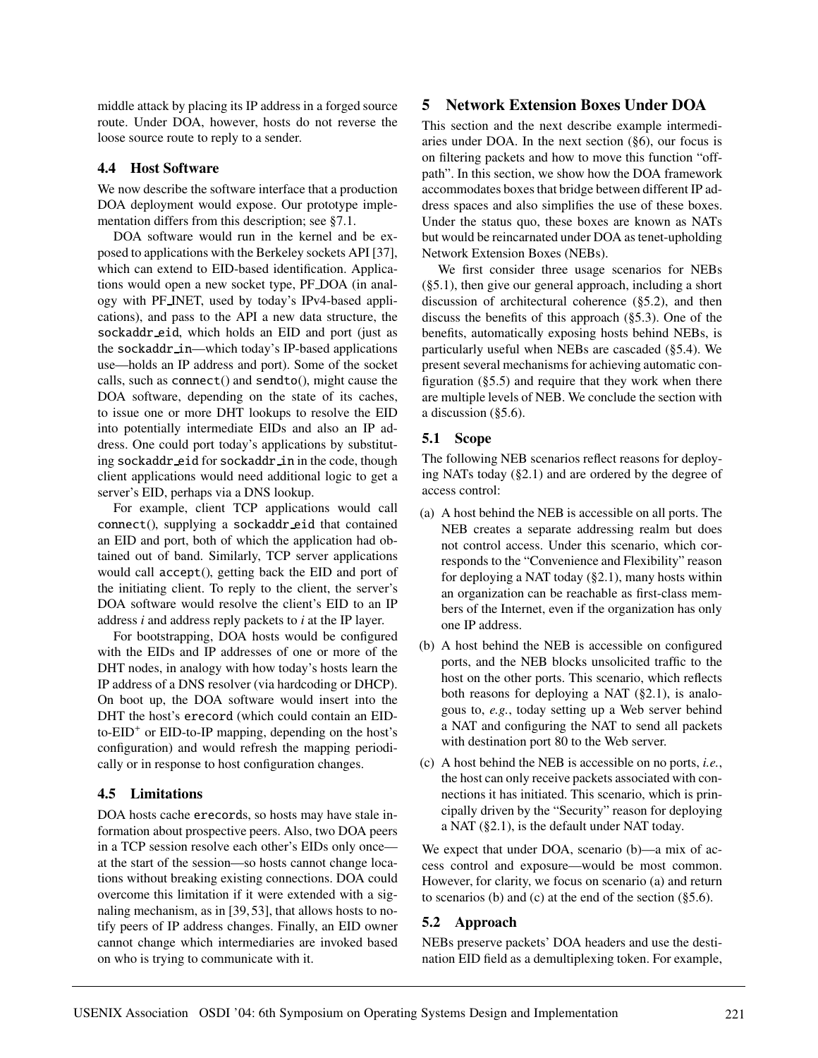middle attack by placing its IP address in a forged source route. Under DOA, however, hosts do not reverse the loose source route to reply to a sender.

### 4.4 Host Software

We now describe the software interface that a production DOA deployment would expose. Our prototype implementation differs from this description; see §7.1.

DOA software would run in the kernel and be exposed to applications with the Berkeley sockets API [37], which can extend to EID-based identification. Applications would open a new socket type, PF_DOA (in analogy with PF_INET, used by today's IPv4-based applications), and pass to the API a new data structure, the `sockaddr_eid`, which holds an EID and port (just as the `sockaddr_in`—which today's IP-based applications use—holds an IP address and port). Some of the socket calls, such as `connect()` and `sendto()`, might cause the DOA software, depending on the state of its caches, to issue one or more DHT lookups to resolve the EID into potentially intermediate EIDs and also an IP address. One could port today's applications by substituting `sockaddr_eid` for `sockaddr_in` in the code, though client applications would need additional logic to get a server's EID, perhaps via a DNS lookup.

For example, client TCP applications would call `connect()`, supplying a `sockaddr_eid` that contained an EID and port, both of which the application had obtained out of band. Similarly, TCP server applications would call `accept()`, getting back the EID and port of the initiating client. To reply to the client, the server's DOA software would resolve the client's EID to an IP address $i$ and address reply packets to $i$ at the IP layer.

For bootstrapping, DOA hosts would be configured with the EIDs and IP addresses of one or more of the DHT nodes, in analogy with how today's hosts learn the IP address of a DNS resolver (via hardcoding or DHCP). On boot up, the DOA software would insert into the DHT the host's `erecord` (which could contain an EID-to-EID$^+$ or EID-to-IP mapping, depending on the host's configuration) and would refresh the mapping periodically or in response to host configuration changes.

### 4.5 Limitations

DOA hosts cache `erecord`s, so hosts may have stale information about prospective peers. Also, two DOA peers in a TCP session resolve each other's EIDs only once—at the start of the session—so hosts cannot change locations without breaking existing connections. DOA could overcome this limitation if it were extended with a signaling mechanism, as in [39, 53], that allows hosts to notify peers of IP address changes. Finally, an EID owner cannot change which intermediaries are invoked based on who is trying to communicate with it.

## 5 Network Extension Boxes Under DOA

This section and the next describe example intermediaries under DOA. In the next section (§6), our focus is on filtering packets and how to move this function "off-path". In this section, we show how the DOA framework accommodates boxes that bridge between different IP address spaces and also simplifies the use of these boxes. Under the status quo, these boxes are known as NATs but would be reincarnated under DOA as tenet-upholding Network Extension Boxes (NEBs).

We first consider three usage scenarios for NEBs (§5.1), then give our general approach, including a short discussion of architectural coherence (§5.2), and then discuss the benefits of this approach (§5.3). One of the benefits, automatically exposing hosts behind NEBs, is particularly useful when NEBs are cascaded (§5.4). We present several mechanisms for achieving automatic configuration (§5.5) and require that they work when there are multiple levels of NEB. We conclude the section with a discussion (§5.6).

### 5.1 Scope

The following NEB scenarios reflect reasons for deploying NATs today (§2.1) and are ordered by the degree of access control:

(a) A host behind the NEB is accessible on all ports. The NEB creates a separate addressing realm but does not control access. Under this scenario, which corresponds to the "Convenience and Flexibility" reason for deploying a NAT today (§2.1), many hosts within an organization can be reachable as first-class members of the Internet, even if the organization has only one IP address.

(b) A host behind the NEB is accessible on configured ports, and the NEB blocks unsolicited traffic to the host on the other ports. This scenario, which reflects both reasons for deploying a NAT (§2.1), is analogous to, *e.g.*, today setting up a Web server behind a NAT and configuring the NAT to send all packets with destination port 80 to the Web server.

(c) A host behind the NEB is accessible on no ports, *i.e.*, the host can only receive packets associated with connections it has initiated. This scenario, which is principally driven by the "Security" reason for deploying a NAT (§2.1), is the default under NAT today.

We expect that under DOA, scenario (b)—a mix of access control and exposure—would be most common. However, for clarity, we focus on scenario (a) and return to scenarios (b) and (c) at the end of the section (§5.6).

### 5.2 Approach

NEBs preserve packets' DOA headers and use the destination EID field as a demultiplexing token. For example,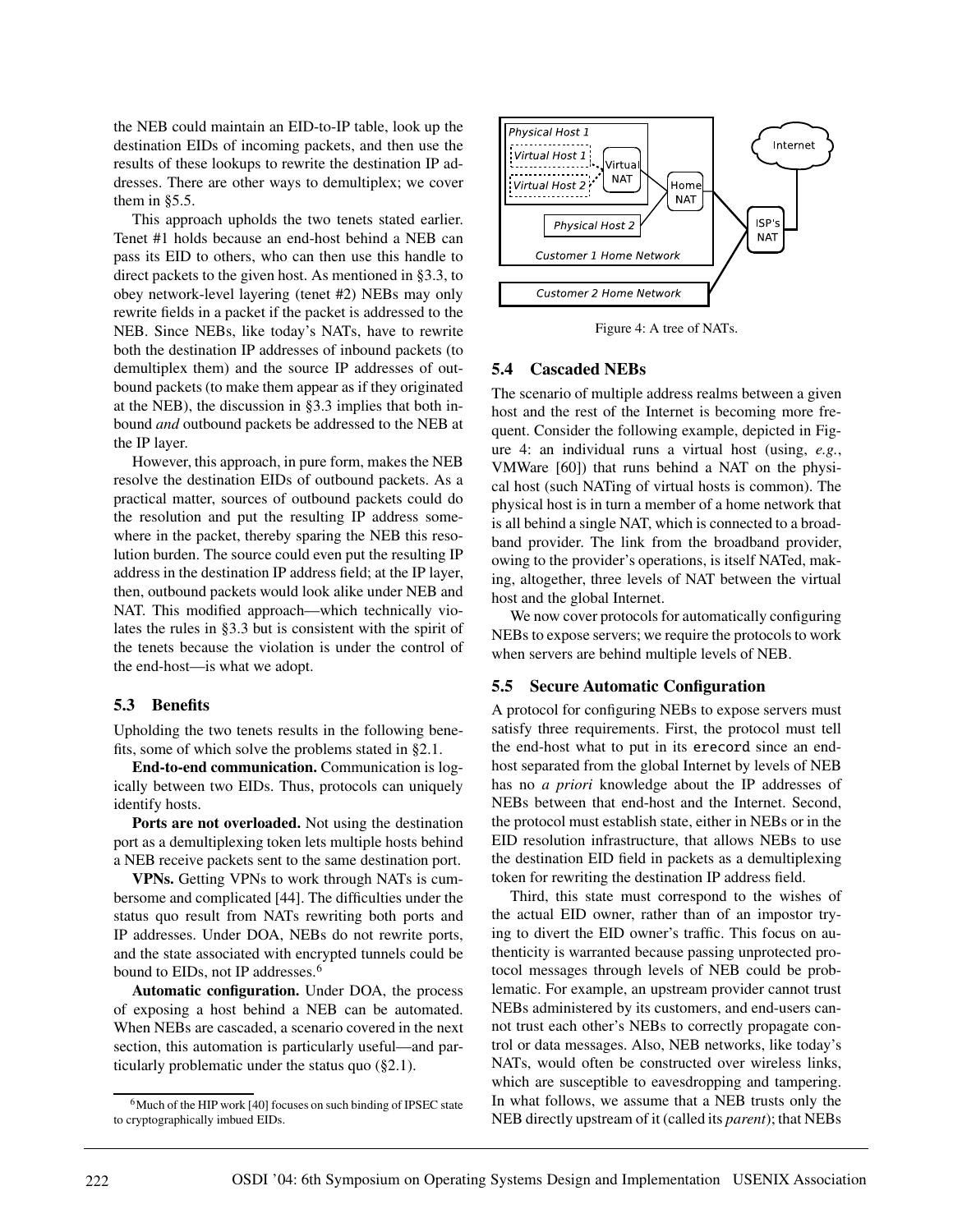the NEB could maintain an EID-to-IP table, look up the destination EIDs of incoming packets, and then use the results of these lookups to rewrite the destination IP addresses. There are other ways to demultiplex; we cover them in §5.5.

This approach upholds the two tenets stated earlier. Tenet #1 holds because an end-host behind a NEB can pass its EID to others, who can then use this handle to direct packets to the given host. As mentioned in §3.3, to obey network-level layering (tenet #2) NEBs may only rewrite fields in a packet if the packet is addressed to the NEB. Since NEBs, like today's NATs, have to rewrite both the destination IP addresses of inbound packets (to demultiplex them) and the source IP addresses of outbound packets (to make them appear as if they originated at the NEB), the discussion in §3.3 implies that both inbound *and* outbound packets be addressed to the NEB at the IP layer.

However, this approach, in pure form, makes the NEB resolve the destination EIDs of outbound packets. As a practical matter, sources of outbound packets could do the resolution and put the resulting IP address somewhere in the packet, thereby sparing the NEB this resolution burden. The source could even put the resulting IP address in the destination IP address field; at the IP layer, then, outbound packets would look alike under NEB and NAT. This modified approach—which technically violates the rules in §3.3 but is consistent with the spirit of the tenets because the violation is under the control of the end-host—is what we adopt.

### 5.3 Benefits

Upholding the two tenets results in the following benefits, some of which solve the problems stated in §2.1.

**End-to-end communication.** Communication is logically between two EIDs. Thus, protocols can uniquely identify hosts.

**Ports are not overloaded.** Not using the destination port as a demultiplexing token lets multiple hosts behind a NEB receive packets sent to the same destination port.

**VPNs.** Getting VPNs to work through NATs is cumbersome and complicated [44]. The difficulties under the status quo result from NATs rewriting both ports and IP addresses. Under DOA, NEBs do not rewrite ports, and the state associated with encrypted tunnels could be bound to EIDs, not IP addresses.[6]

**Automatic configuration.** Under DOA, the process of exposing a host behind a NEB can be automated. When NEBs are cascaded, a scenario covered in the next section, this automation is particularly useful—and particularly problematic under the status quo (§2.1).

[6] Much of the HIP work [40] focuses on such binding of IPSEC state to cryptographically imbued EIDs.

Figure 4: A tree of NATs.

### 5.4 Cascaded NEBs

The scenario of multiple address realms between a given host and the rest of the Internet is becoming more frequent. Consider the following example, depicted in Figure 4: an individual runs a virtual host (using, *e.g.*, VMWare [60]) that runs behind a NAT on the physical host (such NATing of virtual hosts is common). The physical host is in turn a member of a home network that is all behind a single NAT, which is connected to a broadband provider. The link from the broadband provider, owing to the provider's operations, is itself NATed, making, altogether, three levels of NAT between the virtual host and the global Internet.

We now cover protocols for automatically configuring NEBs to expose servers; we require the protocols to work when servers are behind multiple levels of NEB.

### 5.5 Secure Automatic Configuration

A protocol for configuring NEBs to expose servers must satisfy three requirements. First, the protocol must tell the end-host what to put in its `erecord` since an end-host separated from the global Internet by levels of NEB has no *a priori* knowledge about the IP addresses of NEBs between that end-host and the Internet. Second, the protocol must establish state, either in NEBs or in the EID resolution infrastructure, that allows NEBs to use the destination EID field in packets as a demultiplexing token for rewriting the destination IP address field.

Third, this state must correspond to the wishes of the actual EID owner, rather than of an impostor trying to divert the EID owner's traffic. This focus on authenticity is warranted because passing unprotected protocol messages through levels of NEB could be problematic. For example, an upstream provider cannot trust NEBs administered by its customers, and end-users cannot trust each other's NEBs to correctly propagate control or data messages. Also, NEB networks, like today's NATs, would often be constructed over wireless links, which are susceptible to eavesdropping and tampering. In what follows, we assume that a NEB trusts only the NEB directly upstream of it (called its *parent*); that NEBs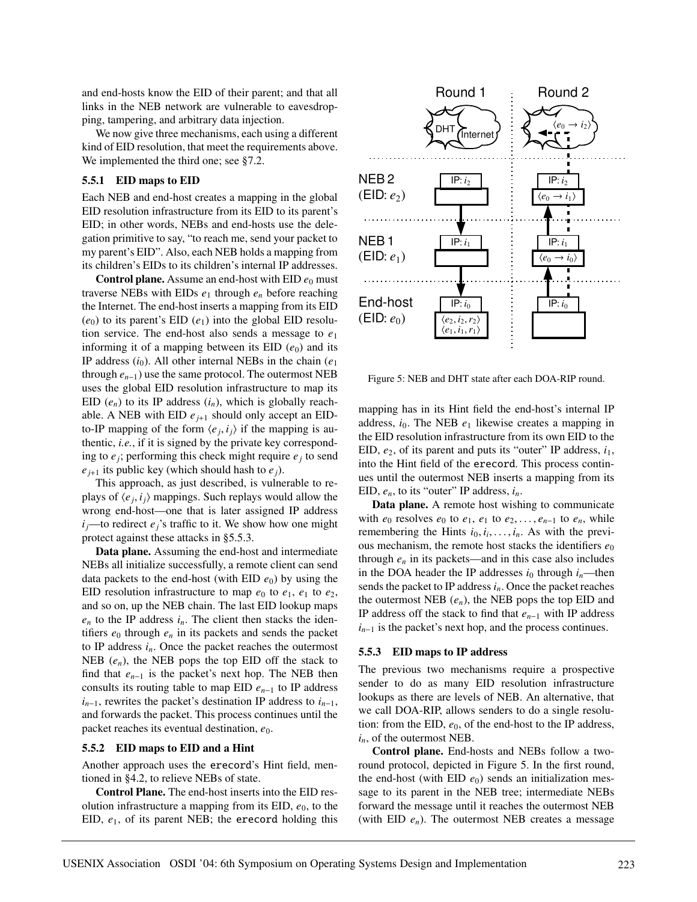and end-hosts know the EID of their parent; and that all links in the NEB network are vulnerable to eavesdropping, tampering, and arbitrary data injection.

We now give three mechanisms, each using a different kind of EID resolution, that meet the requirements above. We implemented the third one; see §7.2.

### 5.5.1 EID maps to EID

Each NEB and end-host creates a mapping in the global EID resolution infrastructure from its EID to its parent's EID; in other words, NEBs and end-hosts use the delegation primitive to say, "to reach me, send your packet to my parent's EID". Also, each NEB holds a mapping from its children's EIDs to its children's internal IP addresses.

**Control plane.** Assume an end-host with EID $e_0$ must traverse NEBs with EIDs $e_1$ through $e_n$ before reaching the Internet. The end-host inserts a mapping from its EID ($e_0$) to its parent's EID ($e_1$) into the global EID resolution service. The end-host also sends a message to $e_1$ informing it of a mapping between its EID ($e_0$) and its IP address ($i_0$). All other internal NEBs in the chain ($e_1$ through $e_{n-1}$) use the same protocol. The outermost NEB uses the global EID resolution infrastructure to map its EID ($e_n$) to its IP address ($i_n$), which is globally reachable. A NEB with EID $e_{j+1}$ should only accept an EID-to-IP mapping of the form $\langle e_j, i_j \rangle$ if the mapping is authentic, *i.e.*, if it is signed by the private key corresponding to $e_j$; performing this check might require $e_j$ to send $e_{j+1}$ its public key (which should hash to $e_j$).

This approach, as just described, is vulnerable to replays of $\langle e_j, i_j \rangle$ mappings. Such replays would allow the wrong end-host—one that is later assigned IP address $i_j$—to redirect $e_j$'s traffic to it. We show how one might protect against these attacks in §5.5.3.

**Data plane.** Assuming the end-host and intermediate NEBs all initialize successfully, a remote client can send data packets to the end-host (with EID $e_0$) by using the EID resolution infrastructure to map $e_0$ to $e_1$, $e_1$ to $e_2$, and so on, up the NEB chain. The last EID lookup maps $e_n$ to the IP address $i_n$. The client then stacks the identifiers $e_0$ through $e_n$ in its packets and sends the packet to IP address $i_n$. Once the packet reaches the outermost NEB ($e_n$), the NEB pops the top EID off the stack to find that $e_{n-1}$ is the packet's next hop. The NEB then consults its routing table to map EID $e_{n-1}$ to IP address $i_{n-1}$, rewrites the packet's destination IP address to $i_{n-1}$, and forwards the packet. This process continues until the packet reaches its eventual destination, $e_0$.

### 5.5.2 EID maps to EID and a Hint

Another approach uses the erecord's Hint field, mentioned in §4.2, to relieve NEBs of state.

**Control Plane.** The end-host inserts into the EID resolution infrastructure a mapping from its EID, $e_0$, to the EID, $e_1$, of its parent NEB; the erecord holding this mapping has in its Hint field the end-host's internal IP address, $i_0$. The NEB $e_1$ likewise creates a mapping in the EID resolution infrastructure from its own EID to the EID, $e_2$, of its parent and puts its "outer" IP address, $i_1$, into the Hint field of the erecord. This process continues until the outermost NEB inserts a mapping from its EID, $e_n$, to its "outer" IP address, $i_n$.

**Data plane.** A remote host wishing to communicate with $e_0$ resolves $e_0$ to $e_1$, $e_1$ to $e_2, \ldots, e_{n-1}$ to $e_n$, while remembering the Hints $i_0, i_i, \ldots, i_n$. As with the previous mechanism, the remote host stacks the identifiers $e_0$ through $e_n$ in its packets—and in this case also includes in the DOA header the IP addresses $i_0$ through $i_n$—then sends the packet to IP address $i_n$. Once the packet reaches the outermost NEB ($e_n$), the NEB pops the top EID and IP address off the stack to find that $e_{n-1}$ with IP address $i_{n-1}$ is the packet's next hop, and the process continues.

### 5.5.3 EID maps to IP address

The previous two mechanisms require a prospective sender to do as many EID resolution infrastructure lookups as there are levels of NEB. An alternative, that we call DOA-RIP, allows senders to do a single resolution: from the EID, $e_0$, of the end-host to the IP address, $i_n$, of the outermost NEB.

**Control plane.** End-hosts and NEBs follow a two-round protocol, depicted in Figure 5. In the first round, the end-host (with EID $e_0$) sends an initialization message to its parent in the NEB tree; intermediate NEBs forward the message until it reaches the outermost NEB (with EID $e_n$). The outermost NEB creates a message

Figure 5: NEB and DHT state after each DOA-RIP round.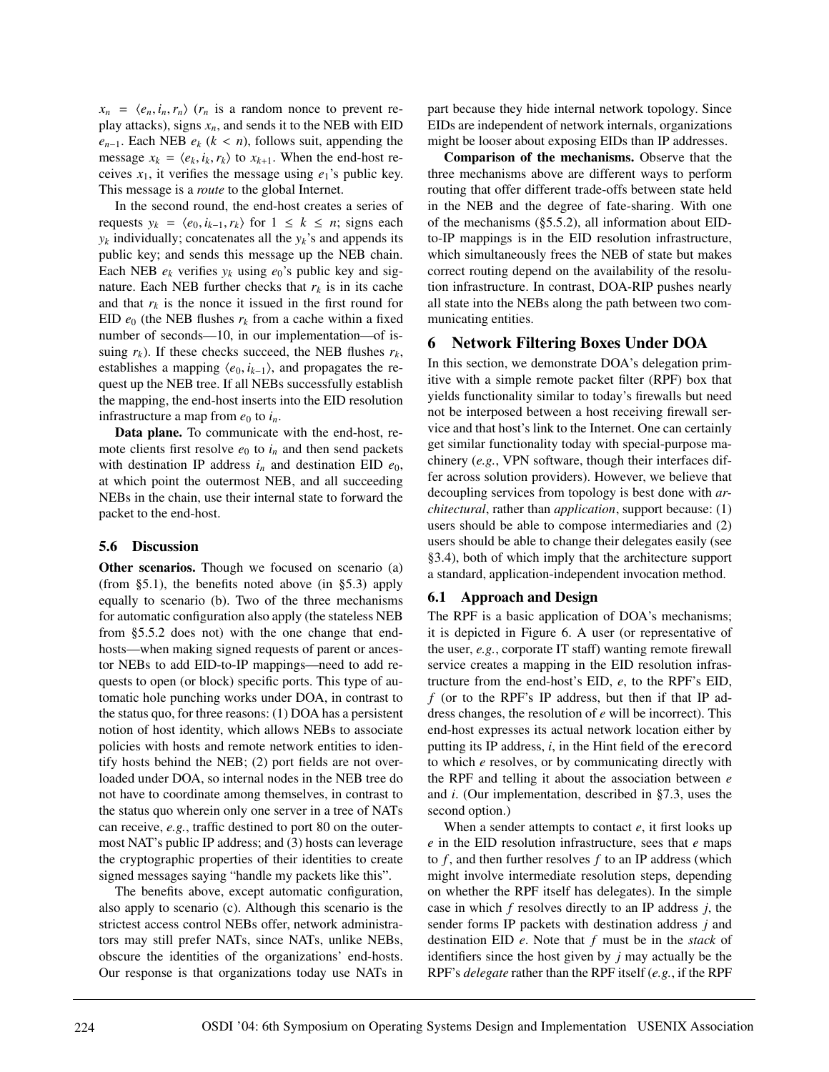$x_n = \langle e_n, i_n, r_n \rangle$ ($r_n$ is a random nonce to prevent replay attacks), signs $x_n$, and sends it to the NEB with EID $e_{n-1}$. Each NEB $e_k$ ($k < n$), follows suit, appending the message $x_k = \langle e_k, i_k, r_k \rangle$ to $x_{k+1}$. When the end-host receives $x_1$, it verifies the message using $e_1$'s public key. This message is a *route* to the global Internet.

In the second round, the end-host creates a series of requests $y_k = \langle e_0, i_{k-1}, r_k \rangle$ for $1 \leq k \leq n$; signs each $y_k$ individually; concatenates all the $y_k$'s and appends its public key; and sends this message up the NEB chain. Each NEB $e_k$ verifies $y_k$ using $e_0$'s public key and signature. Each NEB further checks that $r_k$ is in its cache and that $r_k$ is the nonce it issued in the first round for EID $e_0$ (the NEB flushes $r_k$ from a cache within a fixed number of seconds—10, in our implementation—of issuing $r_k$). If these checks succeed, the NEB flushes $r_k$, establishes a mapping $\langle e_0, i_{k-1} \rangle$, and propagates the request up the NEB tree. If all NEBs successfully establish the mapping, the end-host inserts into the EID resolution infrastructure a map from $e_0$ to $i_n$.

**Data plane.** To communicate with the end-host, remote clients first resolve $e_0$ to $i_n$ and then send packets with destination IP address $i_n$ and destination EID $e_0$, at which point the outermost NEB, and all succeeding NEBs in the chain, use their internal state to forward the packet to the end-host.

### 5.6 Discussion

**Other scenarios.** Though we focused on scenario (a) (from §5.1), the benefits noted above (in §5.3) apply equally to scenario (b). Two of the three mechanisms for automatic configuration also apply (the stateless NEB from §5.5.2 does not) with the one change that end-hosts—when making signed requests of parent or ancestor NEBs to add EID-to-IP mappings—need to add requests to open (or block) specific ports. This type of automatic hole punching works under DOA, in contrast to the status quo, for three reasons: (1) DOA has a persistent notion of host identity, which allows NEBs to associate policies with hosts and remote network entities to identify hosts behind the NEB; (2) port fields are not overloaded under DOA, so internal nodes in the NEB tree do not have to coordinate among themselves, in contrast to the status quo wherein only one server in a tree of NATs can receive, *e.g.*, traffic destined to port 80 on the outermost NAT's public IP address; and (3) hosts can leverage the cryptographic properties of their identities to create signed messages saying "handle my packets like this".

The benefits above, except automatic configuration, also apply to scenario (c). Although this scenario is the strictest access control NEBs offer, network administrators may still prefer NATs, since NATs, unlike NEBs, obscure the identities of the organizations' end-hosts. Our response is that organizations today use NATs in part because they hide internal network topology. Since EIDs are independent of network internals, organizations might be looser about exposing EIDs than IP addresses.

**Comparison of the mechanisms.** Observe that the three mechanisms above are different ways to perform routing that offer different trade-offs between state held in the NEB and the degree of fate-sharing. With one of the mechanisms (§5.5.2), all information about EID-to-IP mappings is in the EID resolution infrastructure, which simultaneously frees the NEB of state but makes correct routing depend on the availability of the resolution infrastructure. In contrast, DOA-RIP pushes nearly all state into the NEBs along the path between two communicating entities.

## 6 Network Filtering Boxes Under DOA

In this section, we demonstrate DOA's delegation primitive with a simple remote packet filter (RPF) box that yields functionality similar to today's firewalls but need not be interposed between a host receiving firewall service and that host's link to the Internet. One can certainly get similar functionality today with special-purpose machinery (*e.g.*, VPN software, though their interfaces differ across solution providers). However, we believe that decoupling services from topology is best done with *architectural*, rather than *application*, support because: (1) users should be able to compose intermediaries and (2) users should be able to change their delegates easily (see §3.4), both of which imply that the architecture support a standard, application-independent invocation method.

### 6.1 Approach and Design

The RPF is a basic application of DOA's mechanisms; it is depicted in Figure 6. A user (or representative of the user, *e.g.*, corporate IT staff) wanting remote firewall service creates a mapping in the EID resolution infrastructure from the end-host's EID, *e*, to the RPF's EID, *f* (or to the RPF's IP address, but then if that IP address changes, the resolution of *e* will be incorrect). This end-host expresses its actual network location either by putting its IP address, *i*, in the Hint field of the `erecord` to which *e* resolves, or by communicating directly with the RPF and telling it about the association between *e* and *i*. (Our implementation, described in §7.3, uses the second option.)

When a sender attempts to contact *e*, it first looks up *e* in the EID resolution infrastructure, sees that *e* maps to *f*, and then further resolves *f* to an IP address (which might involve intermediate resolution steps, depending on whether the RPF itself has delegates). In the simple case in which *f* resolves directly to an IP address *j*, the sender forms IP packets with destination address *j* and destination EID *e*. Note that *f* must be in the *stack* of identifiers since the host given by *j* may actually be the RPF's *delegate* rather than the RPF itself (*e.g.*, if the RPF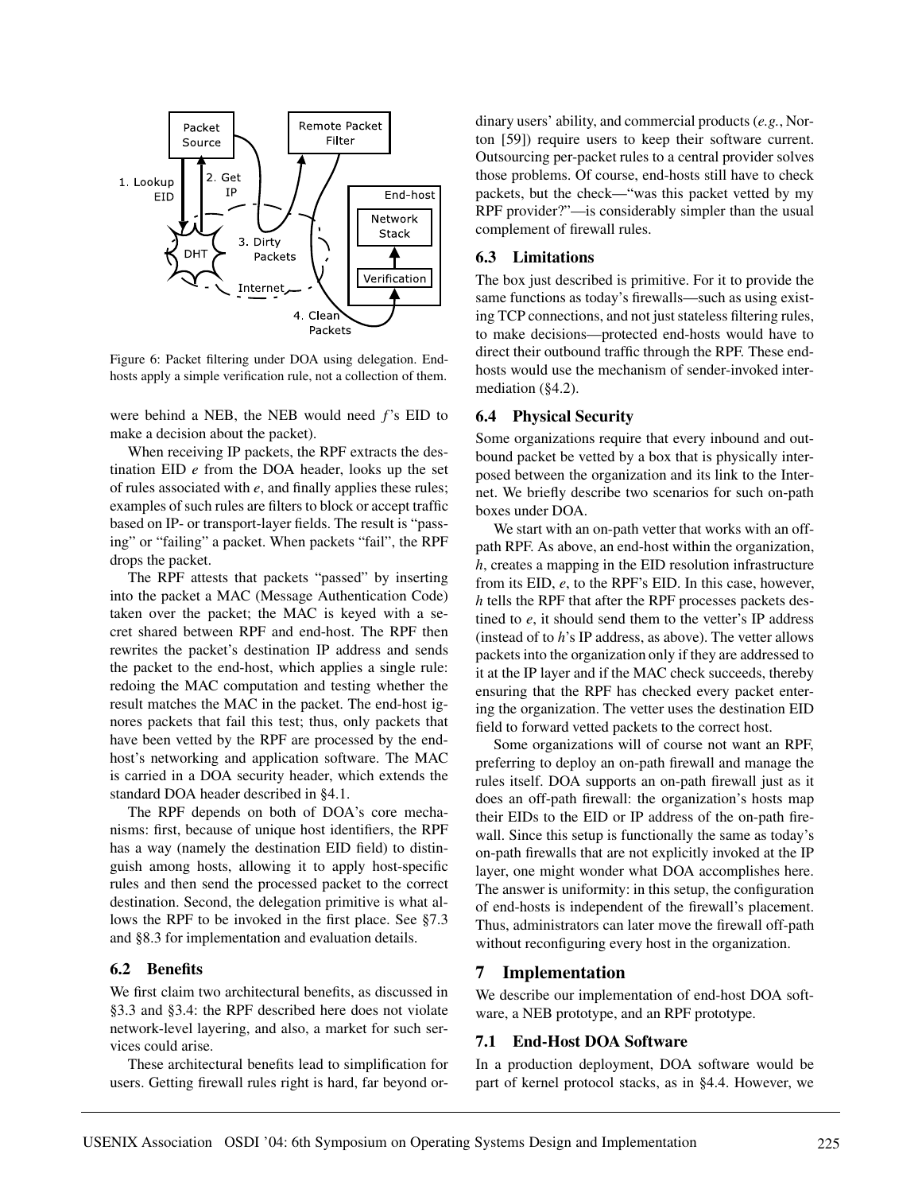Figure 6: Packet filtering under DOA using delegation. End-hosts apply a simple verification rule, not a collection of them.

were behind a NEB, the NEB would need *f*'s EID to make a decision about the packet).

When receiving IP packets, the RPF extracts the destination EID *e* from the DOA header, looks up the set of rules associated with *e*, and finally applies these rules; examples of such rules are filters to block or accept traffic based on IP- or transport-layer fields. The result is "passing" or "failing" a packet. When packets "fail", the RPF drops the packet.

The RPF attests that packets "passed" by inserting into the packet a MAC (Message Authentication Code) taken over the packet; the MAC is keyed with a secret shared between RPF and end-host. The RPF then rewrites the packet's destination IP address and sends the packet to the end-host, which applies a single rule: redoing the MAC computation and testing whether the result matches the MAC in the packet. The end-host ignores packets that fail this test; thus, only packets that have been vetted by the RPF are processed by the end-host's networking and application software. The MAC is carried in a DOA security header, which extends the standard DOA header described in §4.1.

The RPF depends on both of DOA's core mechanisms: first, because of unique host identifiers, the RPF has a way (namely the destination EID field) to distinguish among hosts, allowing it to apply host-specific rules and then send the processed packet to the correct destination. Second, the delegation primitive is what allows the RPF to be invoked in the first place. See §7.3 and §8.3 for implementation and evaluation details.

### 6.2 Benefits

We first claim two architectural benefits, as discussed in §3.3 and §3.4: the RPF described here does not violate network-level layering, and also, a market for such services could arise.

These architectural benefits lead to simplification for users. Getting firewall rules right is hard, far beyond ordinary users' ability, and commercial products (*e.g.*, Norton [59]) require users to keep their software current. Outsourcing per-packet rules to a central provider solves those problems. Of course, end-hosts still have to check packets, but the check—"was this packet vetted by my RPF provider?"—is considerably simpler than the usual complement of firewall rules.

### 6.3 Limitations

The box just described is primitive. For it to provide the same functions as today's firewalls—such as using existing TCP connections, and not just stateless filtering rules, to make decisions—protected end-hosts would have to direct their outbound traffic through the RPF. These end-hosts would use the mechanism of sender-invoked intermediation (§4.2).

### 6.4 Physical Security

Some organizations require that every inbound and outbound packet be vetted by a box that is physically interposed between the organization and its link to the Internet. We briefly describe two scenarios for such on-path boxes under DOA.

We start with an on-path vetter that works with an off-path RPF. As above, an end-host within the organization, *h*, creates a mapping in the EID resolution infrastructure from its EID, *e*, to the RPF's EID. In this case, however, *h* tells the RPF that after the RPF processes packets destined to *e*, it should send them to the vetter's IP address (instead of to *h*'s IP address, as above). The vetter allows packets into the organization only if they are addressed to it at the IP layer and if the MAC check succeeds, thereby ensuring that the RPF has checked every packet entering the organization. The vetter uses the destination EID field to forward vetted packets to the correct host.

Some organizations will of course not want an RPF, preferring to deploy an on-path firewall and manage the rules itself. DOA supports an on-path firewall just as it does an off-path firewall: the organization's hosts map their EIDs to the EID or IP address of the on-path firewall. Since this setup is functionally the same as today's on-path firewalls that are not explicitly invoked at the IP layer, one might wonder what DOA accomplishes here. The answer is uniformity: in this setup, the configuration of end-hosts is independent of the firewall's placement. Thus, administrators can later move the firewall off-path without reconfiguring every host in the organization.

## 7 Implementation

We describe our implementation of end-host DOA software, a NEB prototype, and an RPF prototype.

### 7.1 End-Host DOA Software

In a production deployment, DOA software would be part of kernel protocol stacks, as in §4.4. However, we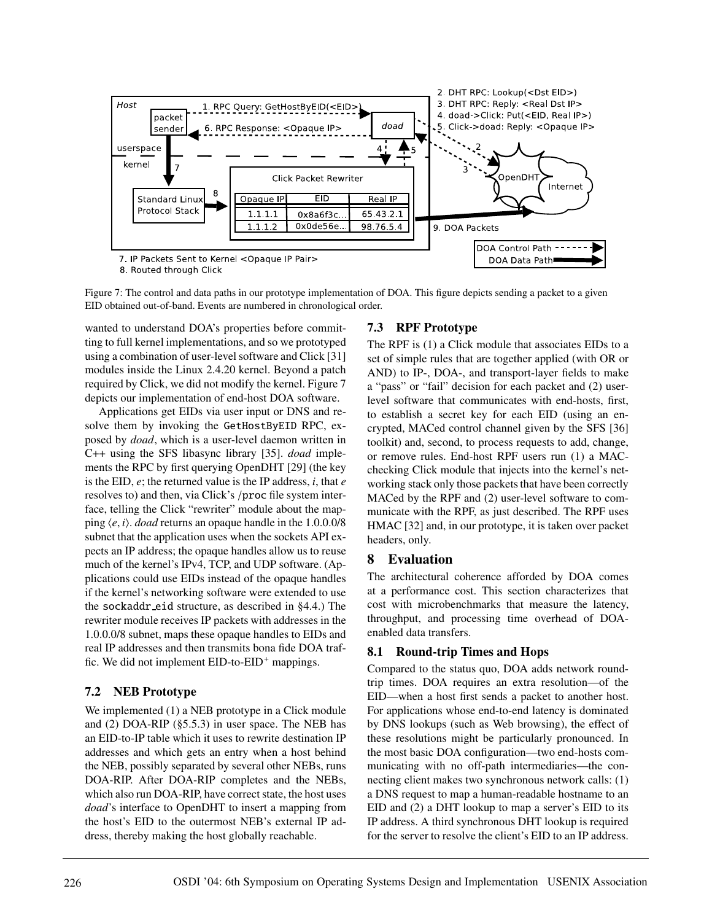Figure 7: The control and data paths in our prototype implementation of DOA. This figure depicts sending a packet to a given EID obtained out-of-band. Events are numbered in chronological order.

wanted to understand DOA's properties before committing to full kernel implementations, and so we prototyped using a combination of user-level software and Click [31] modules inside the Linux 2.4.20 kernel. Beyond a patch required by Click, we did not modify the kernel. Figure 7 depicts our implementation of end-host DOA software.

Applications get EIDs via user input or DNS and resolve them by invoking the GetHostByEID RPC, exposed by *doad*, which is a user-level daemon written in C++ using the SFS libasync library [35]. *doad* implements the RPC by first querying OpenDHT [29] (the key is the EID, $e$; the returned value is the IP address, $i$, that $e$ resolves to) and then, via Click's /proc file system interface, telling the Click "rewriter" module about the mapping $\langle e, i \rangle$. *doad* returns an opaque handle in the 1.0.0.0/8 subnet that the application uses when the sockets API expects an IP address; the opaque handles allow us to reuse much of the kernel's IPv4, TCP, and UDP software. (Applications could use EIDs instead of the opaque handles if the kernel's networking software were extended to use the sockaddr_eid structure, as described in §4.4.) The rewriter module receives IP packets with addresses in the 1.0.0.0/8 subnet, maps these opaque handles to EIDs and real IP addresses and then transmits bona fide DOA traffic. We did not implement EID-to-EID$^+$ mappings.

### 7.2 NEB Prototype

We implemented (1) a NEB prototype in a Click module and (2) DOA-RIP (§5.5.3) in user space. The NEB has an EID-to-IP table which it uses to rewrite destination IP addresses and which gets an entry when a host behind the NEB, possibly separated by several other NEBs, runs DOA-RIP. After DOA-RIP completes and the NEBs, which also run DOA-RIP, have correct state, the host uses *doad*'s interface to OpenDHT to insert a mapping from the host's EID to the outermost NEB's external IP address, thereby making the host globally reachable.

### 7.3 RPF Prototype

The RPF is (1) a Click module that associates EIDs to a set of simple rules that are together applied (with OR or AND) to IP-, DOA-, and transport-layer fields to make a "pass" or "fail" decision for each packet and (2) user-level software that communicates with end-hosts, first, to establish a secret key for each EID (using an encrypted, MACed control channel given by the SFS [36] toolkit) and, second, to process requests to add, change, or remove rules. End-host RPF users run (1) a MAC-checking Click module that injects into the kernel's networking stack only those packets that have been correctly MACed by the RPF and (2) user-level software to communicate with the RPF, as just described. The RPF uses HMAC [32] and, in our prototype, it is taken over packet headers, only.

## 8 Evaluation

The architectural coherence afforded by DOA comes at a performance cost. This section characterizes that cost with microbenchmarks that measure the latency, throughput, and processing time overhead of DOA-enabled data transfers.

### 8.1 Round-trip Times and Hops

Compared to the status quo, DOA adds network round-trip times. DOA requires an extra resolution—of the EID—when a host first sends a packet to another host. For applications whose end-to-end latency is dominated by DNS lookups (such as Web browsing), the effect of these resolutions might be particularly pronounced. In the most basic DOA configuration—two end-hosts communicating with no off-path intermediaries—the connecting client makes two synchronous network calls: (1) a DNS request to map a human-readable hostname to an EID and (2) a DHT lookup to map a server's EID to its IP address. A third synchronous DHT lookup is required for the server to resolve the client's EID to an IP address.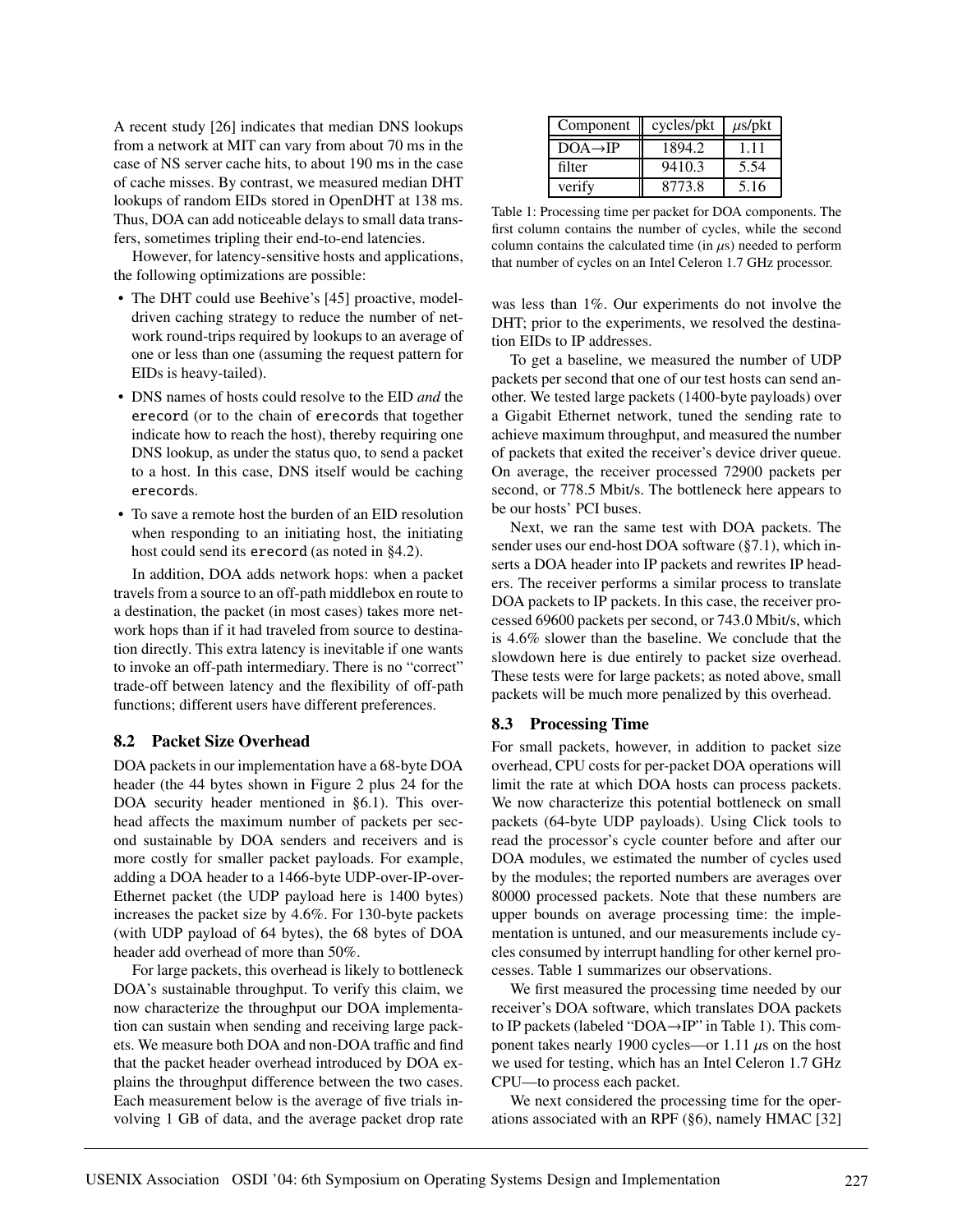A recent study [26] indicates that median DNS lookups from a network at MIT can vary from about 70 ms in the case of NS server cache hits, to about 190 ms in the case of cache misses. By contrast, we measured median DHT lookups of random EIDs stored in OpenDHT at 138 ms. Thus, DOA can add noticeable delays to small data transfers, sometimes tripling their end-to-end latencies.

However, for latency-sensitive hosts and applications, the following optimizations are possible:

- The DHT could use Beehive's [45] proactive, model-driven caching strategy to reduce the number of network round-trips required by lookups to an average of one or less than one (assuming the request pattern for EIDs is heavy-tailed).
- DNS names of hosts could resolve to the EID *and* the `erecord` (or to the chain of `erecord`s that together indicate how to reach the host), thereby requiring one DNS lookup, as under the status quo, to send a packet to a host. In this case, DNS itself would be caching `erecord`s.
- To save a remote host the burden of an EID resolution when responding to an initiating host, the initiating host could send its `erecord` (as noted in §4.2).

In addition, DOA adds network hops: when a packet travels from a source to an off-path middlebox en route to a destination, the packet (in most cases) takes more network hops than if it had traveled from source to destination directly. This extra latency is inevitable if one wants to invoke an off-path intermediary. There is no "correct" trade-off between latency and the flexibility of off-path functions; different users have different preferences.

### 8.2 Packet Size Overhead

DOA packets in our implementation have a 68-byte DOA header (the 44 bytes shown in Figure 2 plus 24 for the DOA security header mentioned in §6.1). This overhead affects the maximum number of packets per second sustainable by DOA senders and receivers and is more costly for smaller packet payloads. For example, adding a DOA header to a 1466-byte UDP-over-IP-over-Ethernet packet (the UDP payload here is 1400 bytes) increases the packet size by 4.6%. For 130-byte packets (with UDP payload of 64 bytes), the 68 bytes of DOA header add overhead of more than 50%.

For large packets, this overhead is likely to bottleneck DOA's sustainable throughput. To verify this claim, we now characterize the throughput our DOA implementation can sustain when sending and receiving large packets. We measure both DOA and non-DOA traffic and find that the packet header overhead introduced by DOA explains the throughput difference between the two cases. Each measurement below is the average of five trials involving 1 GB of data, and the average packet drop rate was less than 1%. Our experiments do not involve the DHT; prior to the experiments, we resolved the destination EIDs to IP addresses.

| Component | cycles/pkt | $\mu$s/pkt |
|---|---|---|
| DOA→IP | 1894.2 | 1.11 |
| filter | 9410.3 | 5.54 |
| verify | 8773.8 | 5.16 |

Table 1: Processing time per packet for DOA components. The first column contains the number of cycles, while the second column contains the calculated time (in $\mu$s) needed to perform that number of cycles on an Intel Celeron 1.7 GHz processor.

To get a baseline, we measured the number of UDP packets per second that one of our test hosts can send another. We tested large packets (1400-byte payloads) over a Gigabit Ethernet network, tuned the sending rate to achieve maximum throughput, and measured the number of packets that exited the receiver's device driver queue. On average, the receiver processed 72900 packets per second, or 778.5 Mbit/s. The bottleneck here appears to be our hosts' PCI buses.

Next, we ran the same test with DOA packets. The sender uses our end-host DOA software (§7.1), which inserts a DOA header into IP packets and rewrites IP headers. The receiver performs a similar process to translate DOA packets to IP packets. In this case, the receiver processed 69600 packets per second, or 743.0 Mbit/s, which is 4.6% slower than the baseline. We conclude that the slowdown here is due entirely to packet size overhead. These tests were for large packets; as noted above, small packets will be much more penalized by this overhead.

### 8.3 Processing Time

For small packets, however, in addition to packet size overhead, CPU costs for per-packet DOA operations will limit the rate at which DOA hosts can process packets. We now characterize this potential bottleneck on small packets (64-byte UDP payloads). Using Click tools to read the processor's cycle counter before and after our DOA modules, we estimated the number of cycles used by the modules; the reported numbers are averages over 80000 processed packets. Note that these numbers are upper bounds on average processing time: the implementation is untuned, and our measurements include cycles consumed by interrupt handling for other kernel processes. Table 1 summarizes our observations.

We first measured the processing time needed by our receiver's DOA software, which translates DOA packets to IP packets (labeled "DOA→IP" in Table 1). This component takes nearly 1900 cycles—or 1.11 $\mu$s on the host we used for testing, which has an Intel Celeron 1.7 GHz CPU—to process each packet.

We next considered the processing time for the operations associated with an RPF (§6), namely HMAC [32]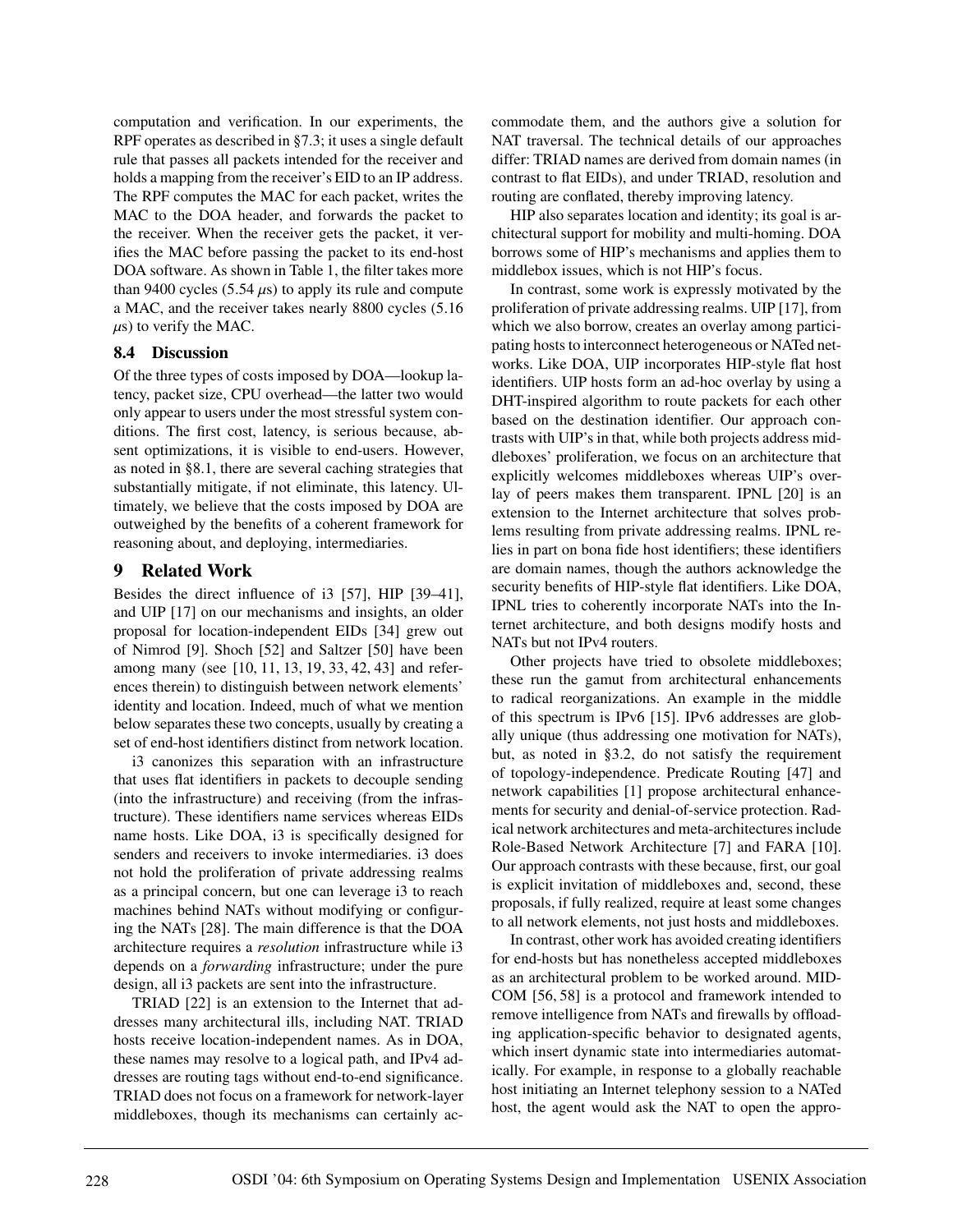computation and verification. In our experiments, the RPF operates as described in §7.3; it uses a single default rule that passes all packets intended for the receiver and holds a mapping from the receiver's EID to an IP address. The RPF computes the MAC for each packet, writes the MAC to the DOA header, and forwards the packet to the receiver. When the receiver gets the packet, it verifies the MAC before passing the packet to its end-host DOA software. As shown in Table 1, the filter takes more than 9400 cycles (5.54 $\mu$s) to apply its rule and compute a MAC, and the receiver takes nearly 8800 cycles (5.16 $\mu$s) to verify the MAC.

### 8.4 Discussion

Of the three types of costs imposed by DOA—lookup latency, packet size, CPU overhead—the latter two would only appear to users under the most stressful system conditions. The first cost, latency, is serious because, absent optimizations, it is visible to end-users. However, as noted in §8.1, there are several caching strategies that substantially mitigate, if not eliminate, this latency. Ultimately, we believe that the costs imposed by DOA are outweighed by the benefits of a coherent framework for reasoning about, and deploying, intermediaries.

## 9 Related Work

Besides the direct influence of i3 [57], HIP [39–41], and UIP [17] on our mechanisms and insights, an older proposal for location-independent EIDs [34] grew out of Nimrod [9]. Shoch [52] and Saltzer [50] have been among many (see [10, 11, 13, 19, 33, 42, 43] and references therein) to distinguish between network elements' identity and location. Indeed, much of what we mention below separates these two concepts, usually by creating a set of end-host identifiers distinct from network location.

i3 canonizes this separation with an infrastructure that uses flat identifiers in packets to decouple sending (into the infrastructure) and receiving (from the infrastructure). These identifiers name services whereas EIDs name hosts. Like DOA, i3 is specifically designed for senders and receivers to invoke intermediaries. i3 does not hold the proliferation of private addressing realms as a principal concern, but one can leverage i3 to reach machines behind NATs without modifying or configuring the NATs [28]. The main difference is that the DOA architecture requires a *resolution* infrastructure while i3 depends on a *forwarding* infrastructure; under the pure design, all i3 packets are sent into the infrastructure.

TRIAD [22] is an extension to the Internet that addresses many architectural ills, including NAT. TRIAD hosts receive location-independent names. As in DOA, these names may resolve to a logical path, and IPv4 addresses are routing tags without end-to-end significance. TRIAD does not focus on a framework for network-layer middleboxes, though its mechanisms can certainly accommodate them, and the authors give a solution for NAT traversal. The technical details of our approaches differ: TRIAD names are derived from domain names (in contrast to flat EIDs), and under TRIAD, resolution and routing are conflated, thereby improving latency.

HIP also separates location and identity; its goal is architectural support for mobility and multi-homing. DOA borrows some of HIP's mechanisms and applies them to middlebox issues, which is not HIP's focus.

In contrast, some work is expressly motivated by the proliferation of private addressing realms. UIP [17], from which we also borrow, creates an overlay among participating hosts to interconnect heterogeneous or NATed networks. Like DOA, UIP incorporates HIP-style flat host identifiers. UIP hosts form an ad-hoc overlay by using a DHT-inspired algorithm to route packets for each other based on the destination identifier. Our approach contrasts with UIP's in that, while both projects address middleboxes' proliferation, we focus on an architecture that explicitly welcomes middleboxes whereas UIP's overlay of peers makes them transparent. IPNL [20] is an extension to the Internet architecture that solves problems resulting from private addressing realms. IPNL relies in part on bona fide host identifiers; these identifiers are domain names, though the authors acknowledge the security benefits of HIP-style flat identifiers. Like DOA, IPNL tries to coherently incorporate NATs into the Internet architecture, and both designs modify hosts and NATs but not IPv4 routers.

Other projects have tried to obsolete middleboxes; these run the gamut from architectural enhancements to radical reorganizations. An example in the middle of this spectrum is IPv6 [15]. IPv6 addresses are globally unique (thus addressing one motivation for NATs), but, as noted in §3.2, do not satisfy the requirement of topology-independence. Predicate Routing [47] and network capabilities [1] propose architectural enhancements for security and denial-of-service protection. Radical network architectures and meta-architectures include Role-Based Network Architecture [7] and FARA [10]. Our approach contrasts with these because, first, our goal is explicit invitation of middleboxes and, second, these proposals, if fully realized, require at least some changes to all network elements, not just hosts and middleboxes.

In contrast, other work has avoided creating identifiers for end-hosts but has nonetheless accepted middleboxes as an architectural problem to be worked around. MIDCOM [56, 58] is a protocol and framework intended to remove intelligence from NATs and firewalls by offloading application-specific behavior to designated agents, which insert dynamic state into intermediaries automatically. For example, in response to a globally reachable host initiating an Internet telephony session to a NATed host, the agent would ask the NAT to open the appro-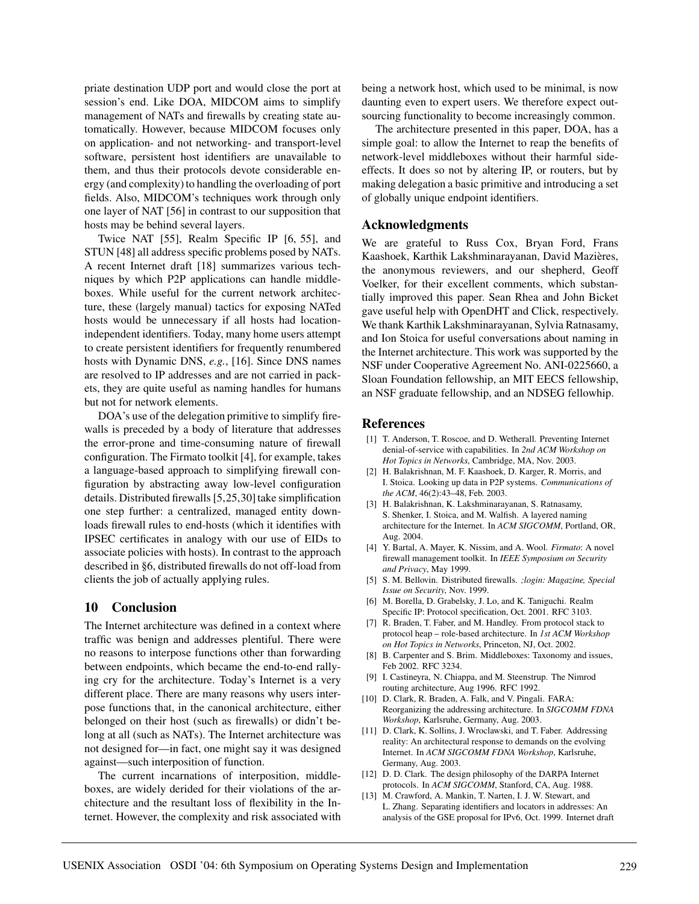priate destination UDP port and would close the port at session's end. Like DOA, MIDCOM aims to simplify management of NATs and firewalls by creating state automatically. However, because MIDCOM focuses only on application- and not networking- and transport-level software, persistent host identifiers are unavailable to them, and thus their protocols devote considerable energy (and complexity) to handling the overloading of port fields. Also, MIDCOM's techniques work through only one layer of NAT [56] in contrast to our supposition that hosts may be behind several layers.

Twice NAT [55], Realm Specific IP [6, 55], and STUN [48] all address specific problems posed by NATs. A recent Internet draft [18] summarizes various techniques by which P2P applications can handle middleboxes. While useful for the current network architecture, these (largely manual) tactics for exposing NATed hosts would be unnecessary if all hosts had location-independent identifiers. Today, many home users attempt to create persistent identifiers for frequently renumbered hosts with Dynamic DNS, *e.g.*, [16]. Since DNS names are resolved to IP addresses and are not carried in packets, they are quite useful as naming handles for humans but not for network elements.

DOA's use of the delegation primitive to simplify firewalls is preceded by a body of literature that addresses the error-prone and time-consuming nature of firewall configuration. The Firmato toolkit [4], for example, takes a language-based approach to simplifying firewall configuration by abstracting away low-level configuration details. Distributed firewalls [5,25,30] take simplification one step further: a centralized, managed entity downloads firewall rules to end-hosts (which it identifies with IPSEC certificates in analogy with our use of EIDs to associate policies with hosts). In contrast to the approach described in §6, distributed firewalls do not off-load from clients the job of actually applying rules.

## 10 Conclusion

The Internet architecture was defined in a context where traffic was benign and addresses plentiful. There were no reasons to interpose functions other than forwarding between endpoints, which became the end-to-end rallying cry for the architecture. Today's Internet is a very different place. There are many reasons why users interpose functions that, in the canonical architecture, either belonged on their host (such as firewalls) or didn't belong at all (such as NATs). The Internet architecture was not designed for—in fact, one might say it was designed against—such interposition of function.

The current incarnations of interposition, middleboxes, are widely derided for their violations of the architecture and the resultant loss of flexibility in the Internet. However, the complexity and risk associated with being a network host, which used to be minimal, is now daunting even to expert users. We therefore expect outsourcing functionality to become increasingly common.

The architecture presented in this paper, DOA, has a simple goal: to allow the Internet to reap the benefits of network-level middleboxes without their harmful side-effects. It does so not by altering IP, or routers, but by making delegation a basic primitive and introducing a set of globally unique endpoint identifiers.

## Acknowledgments

We are grateful to Russ Cox, Bryan Ford, Frans Kaashoek, Karthik Lakshminarayanan, David Mazières, the anonymous reviewers, and our shepherd, Geoff Voelker, for their excellent comments, which substantially improved this paper. Sean Rhea and John Bicket gave useful help with OpenDHT and Click, respectively. We thank Karthik Lakshminarayanan, Sylvia Ratnasamy, and Ion Stoica for useful conversations about naming in the Internet architecture. This work was supported by the NSF under Cooperative Agreement No. ANI-0225660, a Sloan Foundation fellowship, an MIT EECS fellowship, an NSF graduate fellowship, and an NDSEG fellowhip.

## References

[1] T. Anderson, T. Roscoe, and D. Wetherall. Preventing Internet denial-of-service with capabilities. In *2nd ACM Workshop on Hot Topics in Networks*, Cambridge, MA, Nov. 2003.

[2] H. Balakrishnan, M. F. Kaashoek, D. Karger, R. Morris, and I. Stoica. Looking up data in P2P systems. *Communications of the ACM*, 46(2):43–48, Feb. 2003.

[3] H. Balakrishnan, K. Lakshminarayanan, S. Ratnasamy, S. Shenker, I. Stoica, and M. Walfish. A layered naming architecture for the Internet. In *ACM SIGCOMM*, Portland, OR, Aug. 2004.

[4] Y. Bartal, A. Mayer, K. Nissim, and A. Wool. *Firmato*: A novel firewall management toolkit. In *IEEE Symposium on Security and Privacy*, May 1999.

[5] S. M. Bellovin. Distributed firewalls. *;login: Magazine, Special Issue on Security*, Nov. 1999.

[6] M. Borella, D. Grabelsky, J. Lo, and K. Taniguchi. Realm Specific IP: Protocol specification, Oct. 2001. RFC 3103.

[7] R. Braden, T. Faber, and M. Handley. From protocol stack to protocol heap – role-based architecture. In *1st ACM Workshop on Hot Topics in Networks*, Princeton, NJ, Oct. 2002.

[8] B. Carpenter and S. Brim. Middleboxes: Taxonomy and issues, Feb 2002. RFC 3234.

[9] I. Castineyra, N. Chiappa, and M. Steenstrup. The Nimrod routing architecture, Aug 1996. RFC 1992.

[10] D. Clark, R. Braden, A. Falk, and V. Pingali. FARA: Reorganizing the addressing architecture. In *SIGCOMM FDNA Workshop*, Karlsruhe, Germany, Aug. 2003.

[11] D. Clark, K. Sollins, J. Wroclawski, and T. Faber. Addressing reality: An architectural response to demands on the evolving Internet. In *ACM SIGCOMM FDNA Workshop*, Karlsruhe, Germany, Aug. 2003.

[12] D. D. Clark. The design philosophy of the DARPA Internet protocols. In *ACM SIGCOMM*, Stanford, CA, Aug. 1988.

[13] M. Crawford, A. Mankin, T. Narten, I. J. W. Stewart, and L. Zhang. Separating identifiers and locators in addresses: An analysis of the GSE proposal for IPv6, Oct. 1999. Internet draft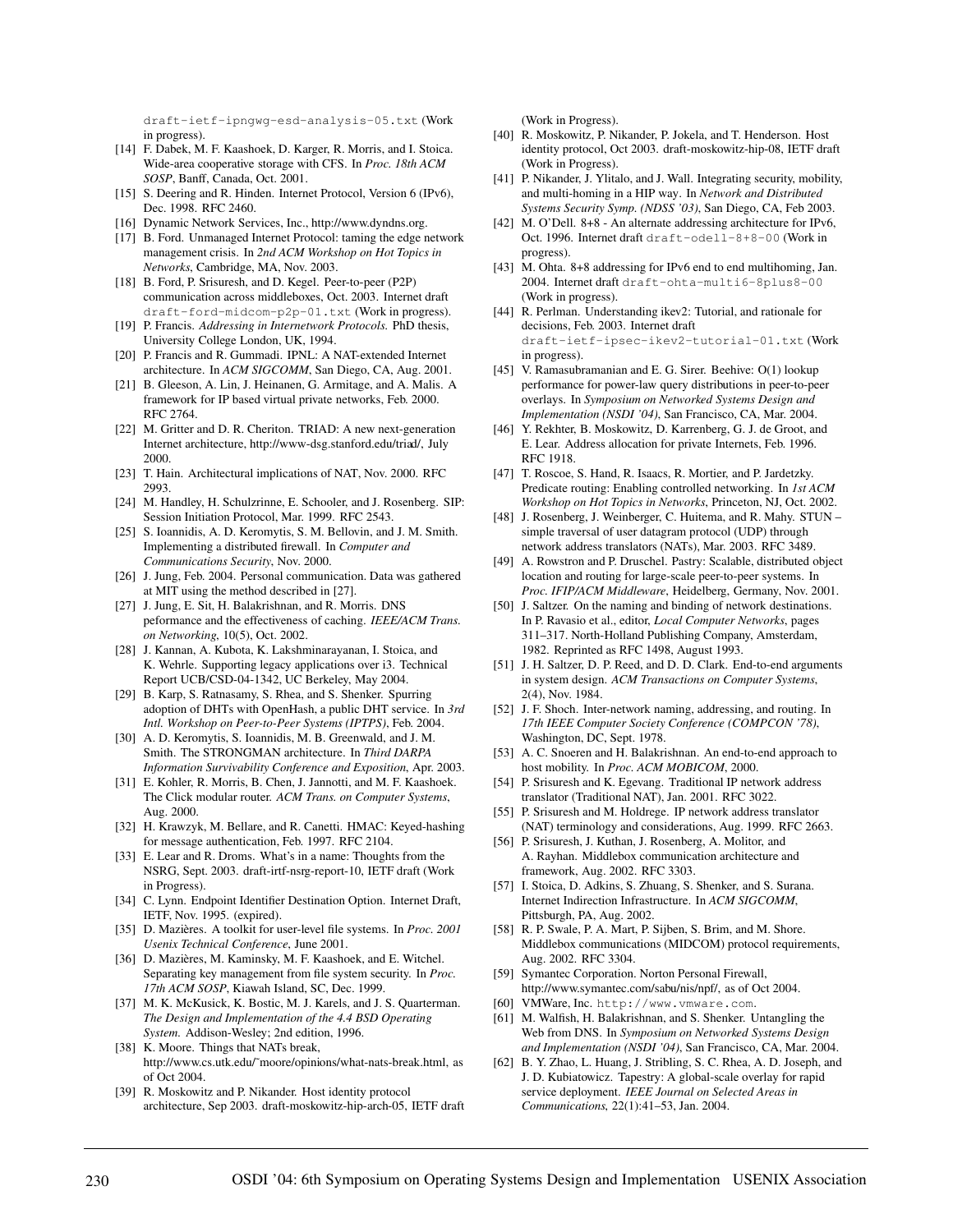draft-ietf-ipngwg-esd-analysis-05.txt (Work in progress).

[14] F. Dabek, M. F. Kaashoek, D. Karger, R. Morris, and I. Stoica. Wide-area cooperative storage with CFS. In *Proc. 18th ACM SOSP*, Banff, Canada, Oct. 2001.

[15] S. Deering and R. Hinden. Internet Protocol, Version 6 (IPv6), Dec. 1998. RFC 2460.

[16] Dynamic Network Services, Inc., http://www.dyndns.org.

[17] B. Ford. Unmanaged Internet Protocol: taming the edge network management crisis. In *2nd ACM Workshop on Hot Topics in Networks*, Cambridge, MA, Nov. 2003.

[18] B. Ford, P. Srisuresh, and D. Kegel. Peer-to-peer (P2P) communication across middleboxes, Oct. 2003. Internet draft draft-ford-midcom-p2p-01.txt (Work in progress).

[19] P. Francis. *Addressing in Internetwork Protocols.* PhD thesis, University College London, UK, 1994.

[20] P. Francis and R. Gummadi. IPNL: A NAT-extended Internet architecture. In *ACM SIGCOMM*, San Diego, CA, Aug. 2001.

[21] B. Gleeson, A. Lin, J. Heinanen, G. Armitage, and A. Malis. A framework for IP based virtual private networks, Feb. 2000. RFC 2764.

[22] M. Gritter and D. R. Cheriton. TRIAD: A new next-generation Internet architecture, http://www-dsg.stanford.edu/triad/, July 2000.

[23] T. Hain. Architectural implications of NAT, Nov. 2000. RFC 2993.

[24] M. Handley, H. Schulzrinne, E. Schooler, and J. Rosenberg. SIP: Session Initiation Protocol, Mar. 1999. RFC 2543.

[25] S. Ioannidis, A. D. Keromytis, S. M. Bellovin, and J. M. Smith. Implementing a distributed firewall. In *Computer and Communications Security*, Nov. 2000.

[26] J. Jung, Feb. 2004. Personal communication. Data was gathered at MIT using the method described in [27].

[27] J. Jung, E. Sit, H. Balakrishnan, and R. Morris. DNS peformance and the effectiveness of caching. *IEEE/ACM Trans. on Networking*, 10(5), Oct. 2002.

[28] J. Kannan, A. Kubota, K. Lakshminarayanan, I. Stoica, and K. Wehrle. Supporting legacy applications over i3. Technical Report UCB/CSD-04-1342, UC Berkeley, May 2004.

[29] B. Karp, S. Ratnasamy, S. Rhea, and S. Shenker. Spurring adoption of DHTs with OpenHash, a public DHT service. In *3rd Intl. Workshop on Peer-to-Peer Systems (IPTPS)*, Feb. 2004.

[30] A. D. Keromytis, S. Ioannidis, M. B. Greenwald, and J. M. Smith. The STRONGMAN architecture. In *Third DARPA Information Survivability Conference and Exposition*, Apr. 2003.

[31] E. Kohler, R. Morris, B. Chen, J. Jannotti, and M. F. Kaashoek. The Click modular router. *ACM Trans. on Computer Systems*, Aug. 2000.

[32] H. Krawzyk, M. Bellare, and R. Canetti. HMAC: Keyed-hashing for message authentication, Feb. 1997. RFC 2104.

[33] E. Lear and R. Droms. What's in a name: Thoughts from the NSRG, Sept. 2003. draft-irtf-nsrg-report-10, IETF draft (Work in Progress).

[34] C. Lynn. Endpoint Identifier Destination Option. Internet Draft, IETF, Nov. 1995. (expired).

[35] D. Mazières. A toolkit for user-level file systems. In *Proc. 2001 Usenix Technical Conference*, June 2001.

[36] D. Mazières, M. Kaminsky, M. F. Kaashoek, and E. Witchel. Separating key management from file system security. In *Proc. 17th ACM SOSP*, Kiawah Island, SC, Dec. 1999.

[37] M. K. McKusick, K. Bostic, M. J. Karels, and J. S. Quarterman. *The Design and Implementation of the 4.4 BSD Operating System.* Addison-Wesley; 2nd edition, 1996.

[38] K. Moore. Things that NATs break, http://www.cs.utk.edu/~moore/opinions/what-nats-break.html, as of Oct 2004.

[39] R. Moskowitz and P. Nikander. Host identity protocol architecture, Sep 2003. draft-moskowitz-hip-arch-05, IETF draft (Work in Progress).

[40] R. Moskowitz, P. Nikander, P. Jokela, and T. Henderson. Host identity protocol, Oct 2003. draft-moskowitz-hip-08, IETF draft (Work in Progress).

[41] P. Nikander, J. Ylitalo, and J. Wall. Integrating security, mobility, and multi-homing in a HIP way. In *Network and Distributed Systems Security Symp. (NDSS '03)*, San Diego, CA, Feb 2003.

[42] M. O'Dell. 8+8 - An alternate addressing architecture for IPv6, Oct. 1996. Internet draft draft-odell-8+8-00 (Work in progress).

[43] M. Ohta. 8+8 addressing for IPv6 end to end multihoming, Jan. 2004. Internet draft draft-ohta-multi6-8plus8-00 (Work in progress).

[44] R. Perlman. Understanding ikev2: Tutorial, and rationale for decisions, Feb. 2003. Internet draft draft-ietf-ipsec-ikev2-tutorial-01.txt (Work in progress).

[45] V. Ramasubramanian and E. G. Sirer. Beehive: O(1) lookup performance for power-law query distributions in peer-to-peer overlays. In *Symposium on Networked Systems Design and Implementation (NSDI '04)*, San Francisco, CA, Mar. 2004.

[46] Y. Rekhter, B. Moskowitz, D. Karrenberg, G. J. de Groot, and E. Lear. Address allocation for private Internets, Feb. 1996. RFC 1918.

[47] T. Roscoe, S. Hand, R. Isaacs, R. Mortier, and P. Jardetzky. Predicate routing: Enabling controlled networking. In *1st ACM Workshop on Hot Topics in Networks*, Princeton, NJ, Oct. 2002.

[48] J. Rosenberg, J. Weinberger, C. Huitema, and R. Mahy. STUN – simple traversal of user datagram protocol (UDP) through network address translators (NATs), Mar. 2003. RFC 3489.

[49] A. Rowstron and P. Druschel. Pastry: Scalable, distributed object location and routing for large-scale peer-to-peer systems. In *Proc. IFIP/ACM Middleware*, Heidelberg, Germany, Nov. 2001.

[50] J. Saltzer. On the naming and binding of network destinations. In P. Ravasio et al., editor, *Local Computer Networks*, pages 311–317. North-Holland Publishing Company, Amsterdam, 1982. Reprinted as RFC 1498, August 1993.

[51] J. H. Saltzer, D. P. Reed, and D. D. Clark. End-to-end arguments in system design. *ACM Transactions on Computer Systems*, 2(4), Nov. 1984.

[52] J. F. Shoch. Inter-network naming, addressing, and routing. In *17th IEEE Computer Society Conference (COMPCON '78)*, Washington, DC, Sept. 1978.

[53] A. C. Snoeren and H. Balakrishnan. An end-to-end approach to host mobility. In *Proc. ACM MOBICOM*, 2000.

[54] P. Srisuresh and K. Egevang. Traditional IP network address translator (Traditional NAT), Jan. 2001. RFC 3022.

[55] P. Srisuresh and M. Holdrege. IP network address translator (NAT) terminology and considerations, Aug. 1999. RFC 2663.

[56] P. Srisuresh, J. Kuthan, J. Rosenberg, A. Molitor, and A. Rayhan. Middlebox communication architecture and framework, Aug. 2002. RFC 3303.

[57] I. Stoica, D. Adkins, S. Zhuang, S. Shenker, and S. Surana. Internet Indirection Infrastructure. In *ACM SIGCOMM*, Pittsburgh, PA, Aug. 2002.

[58] R. P. Swale, P. A. Mart, P. Sijben, S. Brim, and M. Shore. Middlebox communications (MIDCOM) protocol requirements, Aug. 2002. RFC 3304.

[59] Symantec Corporation. Norton Personal Firewall, http://www.symantec.com/sabu/nis/npf/, as of Oct 2004.

[60] VMWare, Inc. http://www.vmware.com.

[61] M. Walfish, H. Balakrishnan, and S. Shenker. Untangling the Web from DNS. In *Symposium on Networked Systems Design and Implementation (NSDI '04)*, San Francisco, CA, Mar. 2004.

[62] B. Y. Zhao, L. Huang, J. Stribling, S. C. Rhea, A. D. Joseph, and J. D. Kubiatowicz. Tapestry: A global-scale overlay for rapid service deployment. *IEEE Journal on Selected Areas in Communications*, 22(1):41–53, Jan. 2004.